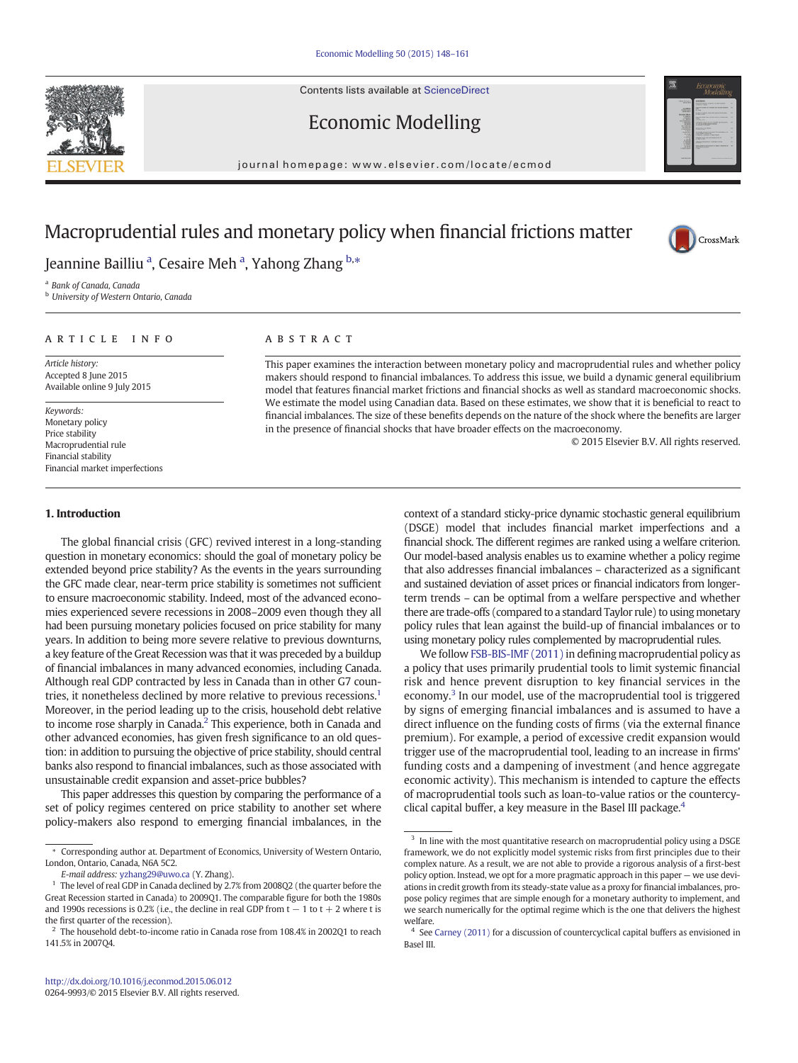# Macroprudential rules and monetary policy when financial frictions matter

Jeannine Bailliu [a], Cesaire Meh [a], Yahong Zhang [b,*]

[a] Bank of Canada, Canada
[b] University of Western Ontario, Canada

## ARTICLE INFO

*Article history:*
Accepted 8 June 2015
Available online 9 July 2015

*Keywords:*
Monetary policy
Price stability
Macroprudential rule
Financial stability
Financial market imperfections

## ABSTRACT

This paper examines the interaction between monetary policy and macroprudential rules and whether policy makers should respond to financial imbalances. To address this issue, we build a dynamic general equilibrium model that features financial market frictions and financial shocks as well as standard macroeconomic shocks. We estimate the model using Canadian data. Based on these estimates, we show that it is beneficial to react to financial imbalances. The size of these benefits depends on the nature of the shock where the benefits are larger in the presence of financial shocks that have broader effects on the macroeconomy.

© 2015 Elsevier B.V. All rights reserved.

## 1. Introduction

The global financial crisis (GFC) revived interest in a long-standing question in monetary economics: should the goal of monetary policy be extended beyond price stability? As the events in the years surrounding the GFC made clear, near-term price stability is sometimes not sufficient to ensure macroeconomic stability. Indeed, most of the advanced economies experienced severe recessions in 2008–2009 even though they all had been pursuing monetary policies focused on price stability for many years. In addition to being more severe relative to previous downturns, a key feature of the Great Recession was that it was preceded by a buildup of financial imbalances in many advanced economies, including Canada. Although real GDP contracted by less in Canada than in other G7 countries, it nonetheless declined by more relative to previous recessions.[1] Moreover, in the period leading up to the crisis, household debt relative to income rose sharply in Canada.[2] This experience, both in Canada and other advanced economies, has given fresh significance to an old question: in addition to pursuing the objective of price stability, should central banks also respond to financial imbalances, such as those associated with unsustainable credit expansion and asset-price bubbles?

This paper addresses this question by comparing the performance of a set of policy regimes centered on price stability to another set where policy-makers also respond to emerging financial imbalances, in the context of a standard sticky-price dynamic stochastic general equilibrium (DSGE) model that includes financial market imperfections and a financial shock. The different regimes are ranked using a welfare criterion. Our model-based analysis enables us to examine whether a policy regime that also addresses financial imbalances – characterized as a significant and sustained deviation of asset prices or financial indicators from longer-term trends – can be optimal from a welfare perspective and whether there are trade-offs (compared to a standard Taylor rule) to using monetary policy rules that lean against the build-up of financial imbalances or to using monetary policy rules complemented by macroprudential rules.

We follow FSB-BIS-IMF (2011) in defining macroprudential policy as a policy that uses primarily prudential tools to limit systemic financial risk and hence prevent disruption to key financial services in the economy.[3] In our model, use of the macroprudential tool is triggered by signs of emerging financial imbalances and is assumed to have a direct influence on the funding costs of firms (via the external finance premium). For example, a period of excessive credit expansion would trigger use of the macroprudential tool, leading to an increase in firms' funding costs and a dampening of investment (and hence aggregate economic activity). This mechanism is intended to capture the effects of macroprudential tools such as loan-to-value ratios or the countercyclical capital buffer, a key measure in the Basel III package.[4]

---

* Corresponding author at. Department of Economics, University of Western Ontario, London, Ontario, Canada, N6A 5C2.
*E-mail address:* yzhang29@uwo.ca (Y. Zhang).

[1] The level of real GDP in Canada declined by 2.7% from 2008Q2 (the quarter before the Great Recession started in Canada) to 2009Q1. The comparable figure for both the 1980s and 1990s recessions is 0.2% (i.e., the decline in real GDP from t − 1 to t + 2 where t is the first quarter of the recession).

[2] The household debt-to-income ratio in Canada rose from 108.4% in 2002Q1 to reach 141.5% in 2007Q4.

[3] In line with the most quantitative research on macroprudential policy using a DSGE framework, we do not explicitly model systemic risks from first principles due to their complex nature. As a result, we are not able to provide a rigorous analysis of a first-best policy option. Instead, we opt for a more pragmatic approach in this paper — we use deviations in credit growth from its steady-state value as a proxy for financial imbalances, propose policy regimes that are simple enough for a monetary authority to implement, and we search numerically for the optimal regime which is the one that delivers the highest welfare.

[4] See Carney (2011) for a discussion of countercyclical capital buffers as envisioned in Basel III.

http://dx.doi.org/10.1016/j.econmod.2015.06.012
0264-9993/© 2015 Elsevier B.V. All rights reserved.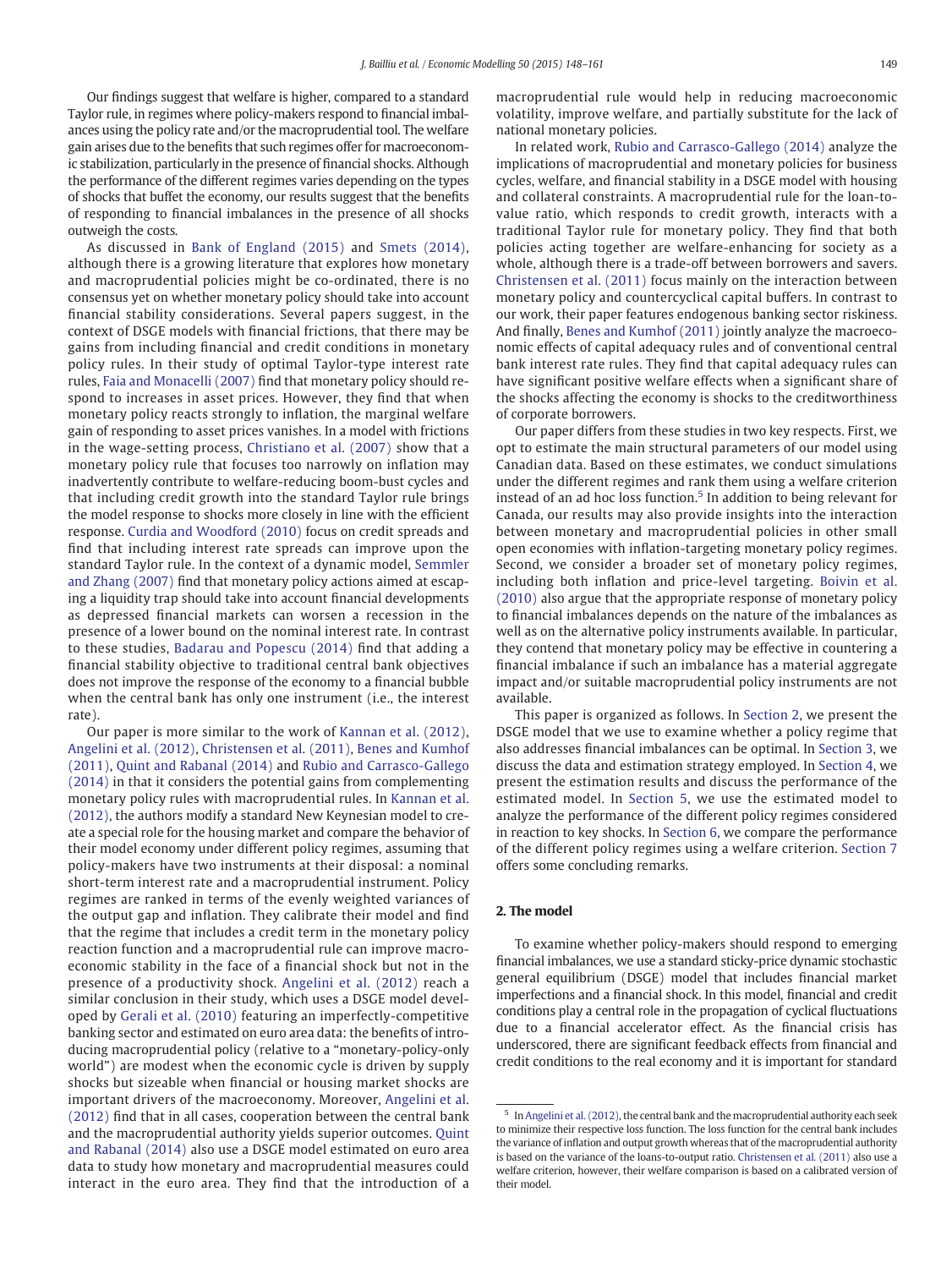Our findings suggest that welfare is higher, compared to a standard Taylor rule, in regimes where policy-makers respond to financial imbalances using the policy rate and/or the macroprudential tool. The welfare gain arises due to the benefits that such regimes offer for macroeconomic stabilization, particularly in the presence of financial shocks. Although the performance of the different regimes varies depending on the types of shocks that buffet the economy, our results suggest that the benefits of responding to financial imbalances in the presence of all shocks outweigh the costs.

As discussed in Bank of England (2015) and Smets (2014), although there is a growing literature that explores how monetary and macroprudential policies might be co-ordinated, there is no consensus yet on whether monetary policy should take into account financial stability considerations. Several papers suggest, in the context of DSGE models with financial frictions, that there may be gains from including financial and credit conditions in monetary policy rules. In their study of optimal Taylor-type interest rate rules, Faia and Monacelli (2007) find that monetary policy should respond to increases in asset prices. However, they find that when monetary policy reacts strongly to inflation, the marginal welfare gain of responding to asset prices vanishes. In a model with frictions in the wage-setting process, Christiano et al. (2007) show that a monetary policy rule that focuses too narrowly on inflation may inadvertently contribute to welfare-reducing boom-bust cycles and that including credit growth into the standard Taylor rule brings the model response to shocks more closely in line with the efficient response. Curdia and Woodford (2010) focus on credit spreads and find that including interest rate spreads can improve upon the standard Taylor rule. In the context of a dynamic model, Semmler and Zhang (2007) find that monetary policy actions aimed at escaping a liquidity trap should take into account financial developments as depressed financial markets can worsen a recession in the presence of a lower bound on the nominal interest rate. In contrast to these studies, Badarau and Popescu (2014) find that adding a financial stability objective to traditional central bank objectives does not improve the response of the economy to a financial bubble when the central bank has only one instrument (i.e., the interest rate).

Our paper is more similar to the work of Kannan et al. (2012), Angelini et al. (2012), Christensen et al. (2011), Benes and Kumhof (2011), Quint and Rabanal (2014) and Rubio and Carrasco-Gallego (2014) in that it considers the potential gains from complementing monetary policy rules with macroprudential rules. In Kannan et al. (2012), the authors modify a standard New Keynesian model to create a special role for the housing market and compare the behavior of their model economy under different policy regimes, assuming that policy-makers have two instruments at their disposal: a nominal short-term interest rate and a macroprudential instrument. Policy regimes are ranked in terms of the evenly weighted variances of the output gap and inflation. They calibrate their model and find that the regime that includes a credit term in the monetary policy reaction function and a macroprudential rule can improve macroeconomic stability in the face of a financial shock but not in the presence of a productivity shock. Angelini et al. (2012) reach a similar conclusion in their study, which uses a DSGE model developed by Gerali et al. (2010) featuring an imperfectly-competitive banking sector and estimated on euro area data: the benefits of introducing macroprudential policy (relative to a "monetary-policy-only world") are modest when the economic cycle is driven by supply shocks but sizeable when financial or housing market shocks are important drivers of the macroeconomy. Moreover, Angelini et al. (2012) find that in all cases, cooperation between the central bank and the macroprudential authority yields superior outcomes. Quint and Rabanal (2014) also use a DSGE model estimated on euro area data to study how monetary and macroprudential measures could interact in the euro area. They find that the introduction of a macroprudential rule would help in reducing macroeconomic volatility, improve welfare, and partially substitute for the lack of national monetary policies.

In related work, Rubio and Carrasco-Gallego (2014) analyze the implications of macroprudential and monetary policies for business cycles, welfare, and financial stability in a DSGE model with housing and collateral constraints. A macroprudential rule for the loan-to-value ratio, which responds to credit growth, interacts with a traditional Taylor rule for monetary policy. They find that both policies acting together are welfare-enhancing for society as a whole, although there is a trade-off between borrowers and savers. Christensen et al. (2011) focus mainly on the interaction between monetary policy and countercyclical capital buffers. In contrast to our work, their paper features endogenous banking sector riskiness. And finally, Benes and Kumhof (2011) jointly analyze the macroeconomic effects of capital adequacy rules and of conventional central bank interest rate rules. They find that capital adequacy rules can have significant positive welfare effects when a significant share of the shocks affecting the economy is shocks to the creditworthiness of corporate borrowers.

Our paper differs from these studies in two key respects. First, we opt to estimate the main structural parameters of our model using Canadian data. Based on these estimates, we conduct simulations under the different regimes and rank them using a welfare criterion instead of an ad hoc loss function.[5] In addition to being relevant for Canada, our results may also provide insights into the interaction between monetary and macroprudential policies in other small open economies with inflation-targeting monetary policy regimes. Second, we consider a broader set of monetary policy regimes, including both inflation and price-level targeting. Boivin et al. (2010) also argue that the appropriate response of monetary policy to financial imbalances depends on the nature of the imbalances as well as on the alternative policy instruments available. In particular, they contend that monetary policy may be effective in countering a financial imbalance if such an imbalance has a material aggregate impact and/or suitable macroprudential policy instruments are not available.

This paper is organized as follows. In Section 2, we present the DSGE model that we use to examine whether a policy regime that also addresses financial imbalances can be optimal. In Section 3, we discuss the data and estimation strategy employed. In Section 4, we present the estimation results and discuss the performance of the estimated model. In Section 5, we use the estimated model to analyze the performance of the different policy regimes considered in reaction to key shocks. In Section 6, we compare the performance of the different policy regimes using a welfare criterion. Section 7 offers some concluding remarks.

## 2. The model

To examine whether policy-makers should respond to emerging financial imbalances, we use a standard sticky-price dynamic stochastic general equilibrium (DSGE) model that includes financial market imperfections and a financial shock. In this model, financial and credit conditions play a central role in the propagation of cyclical fluctuations due to a financial accelerator effect. As the financial crisis has underscored, there are significant feedback effects from financial and credit conditions to the real economy and it is important for standard

[5] In Angelini et al. (2012), the central bank and the macroprudential authority each seek to minimize their respective loss function. The loss function for the central bank includes the variance of inflation and output growth whereas that of the macroprudential authority is based on the variance of the loans-to-output ratio. Christensen et al. (2011) also use a welfare criterion, however, their welfare comparison is based on a calibrated version of their model.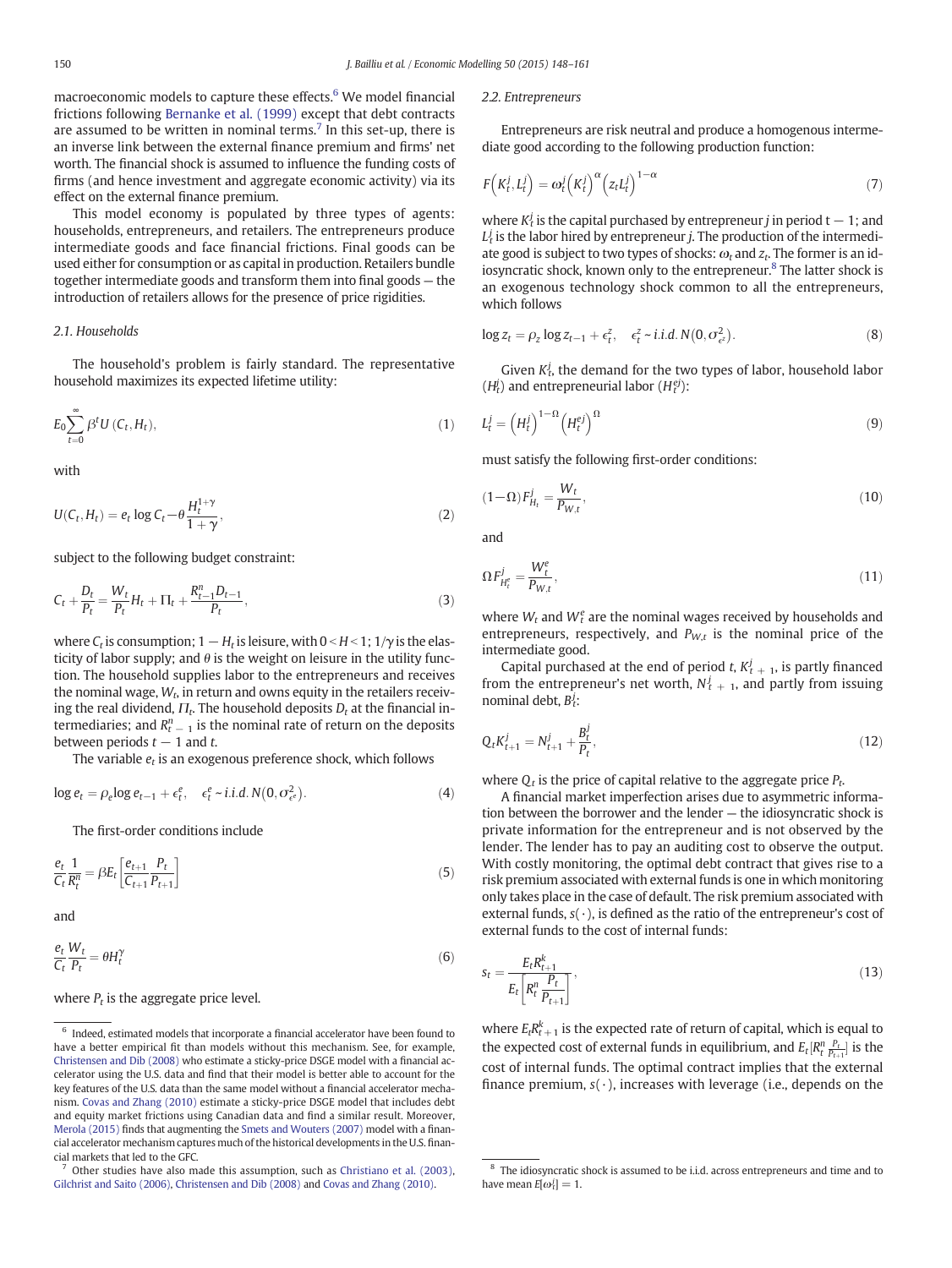macroeconomic models to capture these effects.[6] We model financial frictions following Bernanke et al. (1999) except that debt contracts are assumed to be written in nominal terms.[7] In this set-up, there is an inverse link between the external finance premium and firms' net worth. The financial shock is assumed to influence the funding costs of firms (and hence investment and aggregate economic activity) via its effect on the external finance premium.

This model economy is populated by three types of agents: households, entrepreneurs, and retailers. The entrepreneurs produce intermediate goods and face financial frictions. Final goods can be used either for consumption or as capital in production. Retailers bundle together intermediate goods and transform them into final goods — the introduction of retailers allows for the presence of price rigidities.

### 2.1. Households

The household's problem is fairly standard. The representative household maximizes its expected lifetime utility:

$$E_0 \sum_{t=0}^{\infty} \beta^t U(C_t, H_t), \tag{1}$$

with

$$U(C_t, H_t) = e_t \log C_t - \theta \frac{H_t^{1+\gamma}}{1+\gamma}, \tag{2}$$

subject to the following budget constraint:

$$C_t + \frac{D_t}{P_t} = \frac{W_t}{P_t} H_t + \Pi_t + \frac{R_{t-1}^n D_{t-1}}{P_t}, \tag{3}$$

where $C_t$ is consumption; $1 - H_t$ is leisure, with $0 < H < 1$; $1/\gamma$ is the elasticity of labor supply; and $\theta$ is the weight on leisure in the utility function. The household supplies labor to the entrepreneurs and receives the nominal wage, $W_t$, in return and owns equity in the retailers receiving the real dividend, $\Pi_t$. The household deposits $D_t$ at the financial intermediaries; and $R_{t-1}^n$ is the nominal rate of return on the deposits between periods $t-1$ and $t$.

The variable $e_t$ is an exogenous preference shock, which follows

$$\log e_t = \rho_e \log e_{t-1} + \epsilon_t^e, \quad \epsilon_t^e \sim i.i.d.\, N(0, \sigma_{\epsilon^e}^2). \tag{4}$$

The first-order conditions include

$$\frac{e_t}{C_t} \frac{1}{R_t^n} = \beta E_t \left[ \frac{e_{t+1}}{C_{t+1}} \frac{P_t}{P_{t+1}} \right] \tag{5}$$

and

$$\frac{e_t}{C_t} \frac{W_t}{P_t} = \theta H_t^\gamma \tag{6}$$

where $P_t$ is the aggregate price level.

### 2.2. Entrepreneurs

Entrepreneurs are risk neutral and produce a homogenous intermediate good according to the following production function:

$$F\left(K_t^j, L_t^j\right) = \omega_t^j \left(K_t^j\right)^\alpha \left(z_t L_t^j\right)^{1-\alpha} \tag{7}$$

where $K_t^j$ is the capital purchased by entrepreneur $j$ in period $t-1$; and $L_t^j$ is the labor hired by entrepreneur $j$. The production of the intermediate good is subject to two types of shocks: $\omega_t$ and $z_t$. The former is an idiosyncratic shock, known only to the entrepreneur.[8] The latter shock is an exogenous technology shock common to all the entrepreneurs, which follows

$$\log z_t = \rho_z \log z_{t-1} + \epsilon_t^z, \quad \epsilon_t^z \sim i.i.d.\, N(0, \sigma_{\epsilon^z}^2). \tag{8}$$

Given $K_t^j$, the demand for the two types of labor, household labor ($H_t^j$) and entrepreneurial labor ($H_t^{ej}$):

$$L_t^j = \left(H_t^j\right)^{1-\Omega} \left(H_t^{ej}\right)^\Omega \tag{9}$$

must satisfy the following first-order conditions:

$$(1-\Omega) F_{H_t}^j = \frac{W_t}{P_{W,t}}, \tag{10}$$

and

$$\Omega F_{H_t^e}^j = \frac{W_t^e}{P_{W,t}}, \tag{11}$$

where $W_t$ and $W_t^e$ are the nominal wages received by households and entrepreneurs, respectively, and $P_{W,t}$ is the nominal price of the intermediate good.

Capital purchased at the end of period $t$, $K_{t+1}^j$, is partly financed from the entrepreneur's net worth, $N_{t+1}^j$, and partly from issuing nominal debt, $B_t^j$:

$$Q_t K_{t+1}^j = N_{t+1}^j + \frac{B_t^j}{P_t}, \tag{12}$$

where $Q_t$ is the price of capital relative to the aggregate price $P_t$.

A financial market imperfection arises due to asymmetric information between the borrower and the lender — the idiosyncratic shock is private information for the entrepreneur and is not observed by the lender. The lender has to pay an auditing cost to observe the output. With costly monitoring, the optimal debt contract that gives rise to a risk premium associated with external funds is one in which monitoring only takes place in the case of default. The risk premium associated with external funds, $s(\cdot)$, is defined as the ratio of the entrepreneur's cost of external funds to the cost of internal funds:

$$s_t = \frac{E_t R_{t+1}^k}{E_t \left[ R_t^n \frac{P_t}{P_{t+1}} \right]}, \tag{13}$$

where $E_t R_{t+1}^k$ is the expected rate of return of capital, which is equal to the expected cost of external funds in equilibrium, and $E_t[R_t^n \frac{P_t}{P_{t+1}}]$ is the cost of internal funds. The optimal contract implies that the external finance premium, $s(\cdot)$, increases with leverage (i.e., depends on the

---

[6] Indeed, estimated models that incorporate a financial accelerator have been found to have a better empirical fit than models without this mechanism. See, for example, Christensen and Dib (2008) who estimate a sticky-price DSGE model with a financial accelerator using the U.S. data and find that their model is better able to account for the key features of the U.S. data than the same model without a financial accelerator mechanism. Covas and Zhang (2010) estimate a sticky-price DSGE model that includes debt and equity market frictions using Canadian data and find a similar result. Moreover, Merola (2015) finds that augmenting the Smets and Wouters (2007) model with a financial accelerator mechanism captures much of the historical developments in the U.S. financial markets that led to the GFC.

[7] Other studies have also made this assumption, such as Christiano et al. (2003), Gilchrist and Saito (2006), Christensen and Dib (2008) and Covas and Zhang (2010).

[8] The idiosyncratic shock is assumed to be i.i.d. across entrepreneurs and time and to have mean $E[\omega_t^j] = 1$.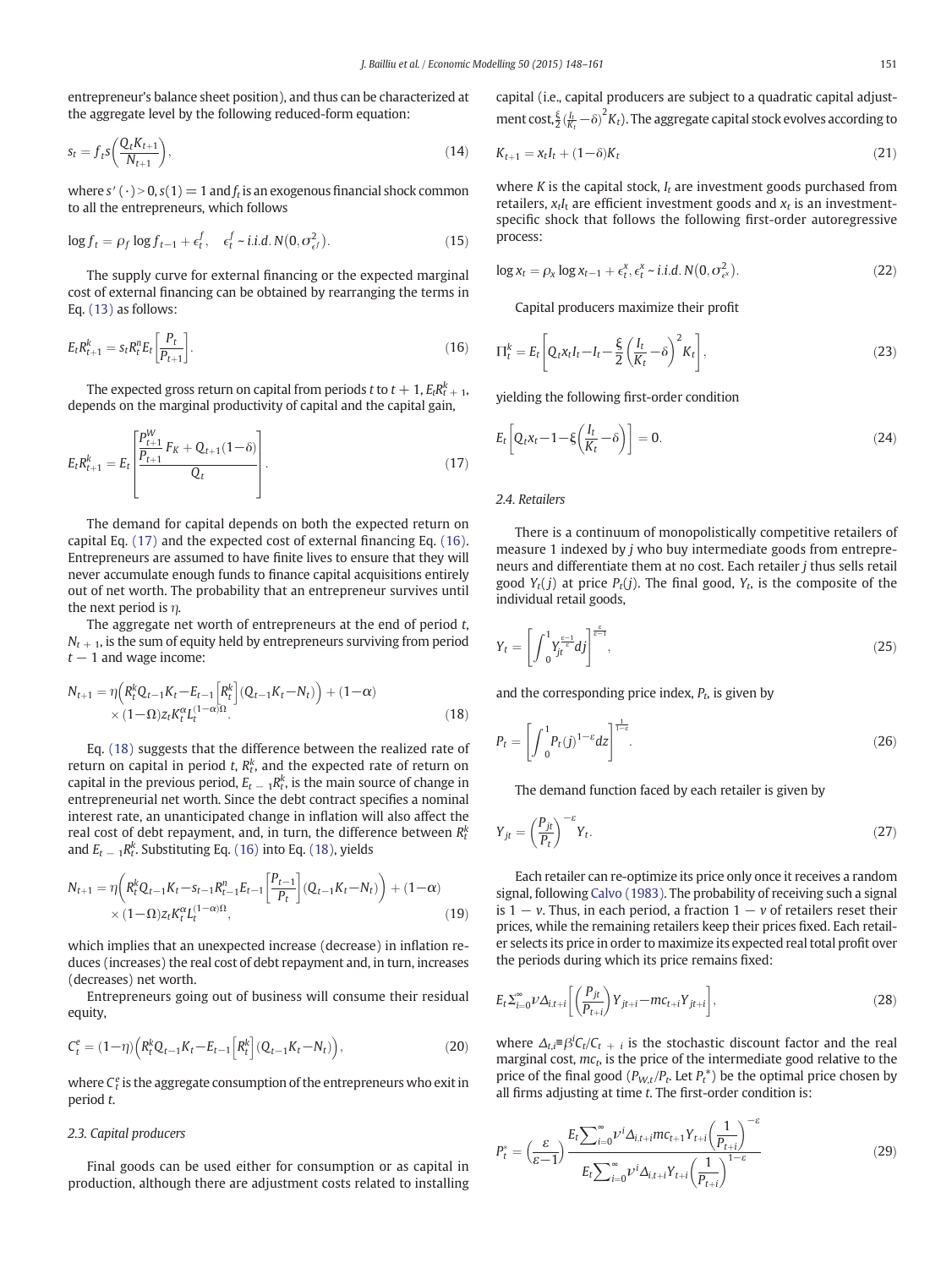entrepreneur's balance sheet position), and thus can be characterized at the aggregate level by the following reduced-form equation:

$$s_t = f_t s\left(\frac{Q_t K_{t+1}}{N_{t+1}}\right), \tag{14}$$

where $s'(\cdot) > 0, s(1) = 1$ and $f_t$ is an exogenous financial shock common to all the entrepreneurs, which follows

$$\log f_t = \rho_f \log f_{t-1} + \epsilon_t^f, \quad \epsilon_t^f \sim i.i.d.\ N(0, \sigma_{\epsilon^f}^2). \tag{15}$$

The supply curve for external financing or the expected marginal cost of external financing can be obtained by rearranging the terms in Eq. (13) as follows:

$$E_t R_{t+1}^k = s_t R_t^n E_t\left[\frac{P_t}{P_{t+1}}\right]. \tag{16}$$

The expected gross return on capital from periods $t$ to $t+1$, $E_t R_{t+1}^k$, depends on the marginal productivity of capital and the capital gain,

$$E_t R_{t+1}^k = E_t\left[\frac{\frac{P_{t+1}^W}{P_{t+1}} F_K + Q_{t+1}(1-\delta)}{Q_t}\right]. \tag{17}$$

The demand for capital depends on both the expected return on capital Eq. (17) and the expected cost of external financing Eq. (16). Entrepreneurs are assumed to have finite lives to ensure that they will never accumulate enough funds to finance capital acquisitions entirely out of net worth. The probability that an entrepreneur survives until the next period is $\eta$.

The aggregate net worth of entrepreneurs at the end of period $t$, $N_{t+1}$, is the sum of equity held by entrepreneurs surviving from period $t-1$ and wage income:

$$N_{t+1} = \eta\left(R_t^k Q_{t-1} K_t - E_{t-1}\left[R_t^k\right](Q_{t-1}K_t - N_t)\right) + (1-\alpha) \times (1-\Omega) z_t K_t^{\alpha} L_t^{(1-\alpha)\Omega}. \tag{18}$$

Eq. (18) suggests that the difference between the realized rate of return on capital in period $t$, $R_t^k$, and the expected rate of return on capital in the previous period, $E_{t-1}R_t^k$, is the main source of change in entrepreneurial net worth. Since the debt contract specifies a nominal interest rate, an unanticipated change in inflation will also affect the real cost of debt repayment and, in turn, the difference between $R_t^k$ and $E_{t-1}R_t^k$. Substituting Eq. (16) into Eq. (18), yields

$$N_{t+1} = \eta\left(R_t^k Q_{t-1} K_t - s_{t-1} R_{t-1}^n E_{t-1}\left[\frac{P_{t-1}}{P_t}\right](Q_{t-1}K_t - N_t)\right) + (1-\alpha) \times (1-\Omega) z_t K_t^{\alpha} L_t^{(1-\alpha)\Omega}, \tag{19}$$

which implies that an unexpected increase (decrease) in inflation reduces (increases) the real cost of debt repayment and, in turn, increases (decreases) net worth.

Entrepreneurs going out of business will consume their residual equity,

$$C_t^e = (1-\eta)\left(R_t^k Q_{t-1} K_t - E_{t-1}\left[R_t^k\right](Q_{t-1}K_t - N_t)\right), \tag{20}$$

where $C_t^e$ is the aggregate consumption of the entrepreneurs who exit in period $t$.

### 2.3. Capital producers

Final goods can be used either for consumption or as capital in production, although there are adjustment costs related to installing capital (i.e., capital producers are subject to a quadratic capital adjustment cost, $\frac{\xi}{2}\left(\frac{I_t}{K_t} - \delta\right)^2 K_t$). The aggregate capital stock evolves according to

$$K_{t+1} = x_t I_t + (1-\delta)K_t \tag{21}$$

where $K$ is the capital stock, $I_t$ are investment goods purchased from retailers, $x_t I_t$ are efficient investment goods and $x_t$ is an investment-specific shock that follows the following first-order autoregressive process:

$$\log x_t = \rho_x \log x_{t-1} + \epsilon_t^x, \epsilon_t^x \sim i.i.d.\ N(0, \sigma_{\epsilon^x}^2). \tag{22}$$

Capital producers maximize their profit

$$\Pi_t^k = E_t\left[Q_t x_t I_t - I_t - \frac{\xi}{2}\left(\frac{I_t}{K_t} - \delta\right)^2 K_t\right], \tag{23}$$

yielding the following first-order condition

$$E_t\left[Q_t x_t - 1 - \xi\left(\frac{I_t}{K_t} - \delta\right)\right] = 0. \tag{24}$$

### 2.4. Retailers

There is a continuum of monopolistically competitive retailers of measure 1 indexed by $j$ who buy intermediate goods from entrepreneurs and differentiate them at no cost. Each retailer $j$ thus sells retail good $Y_t(j)$ at price $P_t(j)$. The final good, $Y_t$, is the composite of the individual retail goods,

$$Y_t = \left[\int_0^1 Y_{jt}^{\frac{\varepsilon-1}{\varepsilon}} dj\right]^{\frac{\varepsilon}{\varepsilon-1}}, \tag{25}$$

and the corresponding price index, $P_t$, is given by

$$P_t = \left[\int_0^1 P_t(j)^{1-\varepsilon} dz\right]^{\frac{1}{1-\varepsilon}}. \tag{26}$$

The demand function faced by each retailer is given by

$$Y_{jt} = \left(\frac{P_{jt}}{P_t}\right)^{-\varepsilon} Y_t. \tag{27}$$

Each retailer can re-optimize its price only once it receives a random signal, following Calvo (1983). The probability of receiving such a signal is $1-\nu$. Thus, in each period, a fraction $1-\nu$ of retailers reset their prices, while the remaining retailers keep their prices fixed. Each retailer selects its price in order to maximize its expected real total profit over the periods during which its price remains fixed:

$$E_t \Sigma_{i=0}^{\infty} \nu \Delta_{i,t+i}\left[\left(\frac{P_{jt}}{P_{t+i}}\right) Y_{jt+i} - mc_{t+i} Y_{jt+i}\right], \tag{28}$$

where $\Delta_{t,i} \equiv \beta^i C_t / C_{t+i}$ is the stochastic discount factor and the real marginal cost, $mc_t$, is the price of the intermediate good relative to the price of the final good ($P_{W,t}/P_t$. Let $P_t^*$) be the optimal price chosen by all firms adjusting at time $t$. The first-order condition is:

$$P_t^* = \left(\frac{\varepsilon}{\varepsilon-1}\right) \frac{E_t \sum_{i=0}^{\infty} \nu^i \Delta_{i,t+i} mc_{t+1} Y_{t+i}\left(\frac{1}{P_{t+i}}\right)^{-\varepsilon}}{E_t \sum_{i=0}^{\infty} \nu^i \Delta_{i,t+i} Y_{t+i}\left(\frac{1}{P_{t+i}}\right)^{1-\varepsilon}} \tag{29}$$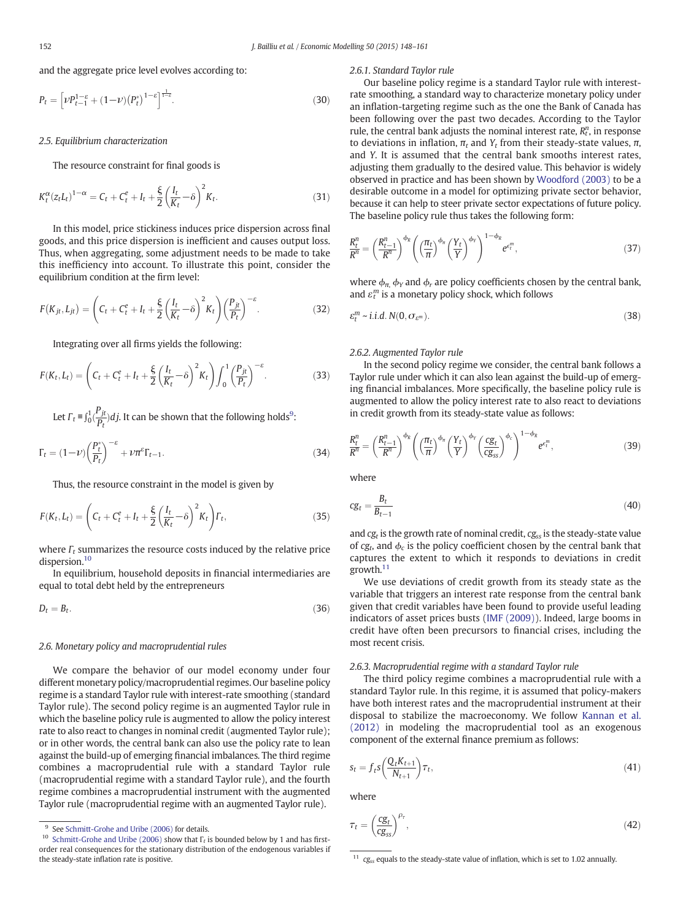and the aggregate price level evolves according to:

$$P_t = \left[\nu P_{t-1}^{1-\varepsilon} + (1-\nu)\left(P_t^*\right)^{1-\varepsilon}\right]^{\frac{1}{1-\varepsilon}}. \tag{30}$$

### 2.5. Equilibrium characterization

The resource constraint for final goods is

$$K_t^{\alpha}(z_t L_t)^{1-\alpha} = C_t + C_t^e + I_t + \frac{\xi}{2}\left(\frac{I_t}{K_t} - \delta\right)^2 K_t. \tag{31}$$

In this model, price stickiness induces price dispersion across final goods, and this price dispersion is inefficient and causes output loss. Thus, when aggregating, some adjustment needs to be made to take this inefficiency into account. To illustrate this point, consider the equilibrium condition at the firm level:

$$F(K_{jt}, L_{jt}) = \left(C_t + C_t^e + I_t + \frac{\xi}{2}\left(\frac{I_t}{K_t} - \delta\right)^2 K_t\right)\left(\frac{P_{jt}}{P_t}\right)^{-\varepsilon}. \tag{32}$$

Integrating over all firms yields the following:

$$F(K_t, L_t) = \left(C_t + C_t^e + I_t + \frac{\xi}{2}\left(\frac{I_t}{K_t} - \delta\right)^2 K_t\right)\int_0^1 \left(\frac{P_{jt}}{P_t}\right)^{-\varepsilon}. \tag{33}$$

Let $\Gamma_t \equiv \int_0^1 \left(\frac{P_{jt}}{P_t}\right) dj$. It can be shown that the following holds[9]:

$$\Gamma_t = (1-\nu)\left(\frac{P_t^*}{P_t}\right)^{-\varepsilon} + \nu \pi^{\varepsilon} \Gamma_{t-1}. \tag{34}$$

Thus, the resource constraint in the model is given by

$$F(K_t, L_t) = \left(C_t + C_t^e + I_t + \frac{\xi}{2}\left(\frac{I_t}{K_t} - \delta\right)^2 K_t\right)\Gamma_t, \tag{35}$$

where $\Gamma_t$ summarizes the resource costs induced by the relative price dispersion.[10]

In equilibrium, household deposits in financial intermediaries are equal to total debt held by the entrepreneurs

$$D_t = B_t. \tag{36}$$

### 2.6. Monetary policy and macroprudential rules

We compare the behavior of our model economy under four different monetary policy/macroprudential regimes. Our baseline policy regime is a standard Taylor rule with interest-rate smoothing (standard Taylor rule). The second policy regime is an augmented Taylor rule in which the baseline policy rule is augmented to allow the policy interest rate to also react to changes in nominal credit (augmented Taylor rule); or in other words, the central bank can also use the policy rate to lean against the build-up of emerging financial imbalances. The third regime combines a macroprudential rule with a standard Taylor rule (macroprudential regime with a standard Taylor rule), and the fourth regime combines a macroprudential instrument with the augmented Taylor rule (macroprudential regime with an augmented Taylor rule).

#### 2.6.1. Standard Taylor rule

Our baseline policy regime is a standard Taylor rule with interest-rate smoothing, a standard way to characterize monetary policy under an inflation-targeting regime such as the one the Bank of Canada has been following over the past two decades. According to the Taylor rule, the central bank adjusts the nominal interest rate, $R_t^n$, in response to deviations in inflation, $\pi_t$ and $Y_t$ from their steady-state values, $\pi$, and $Y$. It is assumed that the central bank smooths interest rates, adjusting them gradually to the desired value. This behavior is widely observed in practice and has been shown by Woodford (2003) to be a desirable outcome in a model for optimizing private sector behavior, because it can help to steer private sector expectations of future policy. The baseline policy rule thus takes the following form:

$$\frac{R_t^n}{R^n} = \left(\frac{R_{t-1}^n}{R^n}\right)^{\phi_R}\left(\left(\frac{\pi_t}{\pi}\right)^{\phi_\pi}\left(\frac{Y_t}{Y}\right)^{\phi_Y}\right)^{1-\phi_R} e^{\varepsilon_t^m}, \tag{37}$$

where $\phi_\pi$, $\phi_Y$ and $\phi_r$ are policy coefficients chosen by the central bank, and $\varepsilon_t^m$ is a monetary policy shock, which follows

$$\varepsilon_t^m \sim i.i.d.\ N(0, \sigma_{\varepsilon^m}). \tag{38}$$

#### 2.6.2. Augmented Taylor rule

In the second policy regime we consider, the central bank follows a Taylor rule under which it can also lean against the build-up of emerging financial imbalances. More specifically, the baseline policy rule is augmented to allow the policy interest rate to also react to deviations in credit growth from its steady-state value as follows:

$$\frac{R_t^n}{R^n} = \left(\frac{R_{t-1}^n}{R^n}\right)^{\phi_R}\left(\left(\frac{\pi_t}{\pi}\right)^{\phi_\pi}\left(\frac{Y_t}{Y}\right)^{\phi_Y}\left(\frac{cg_t}{cg_{ss}}\right)^{\phi_c}\right)^{1-\phi_R} e^{\varepsilon_t^m}, \tag{39}$$

where

$$cg_t = \frac{B_t}{B_{t-1}} \tag{40}$$

and $cg_t$ is the growth rate of nominal credit, $cg_{ss}$ is the steady-state value of $cg_t$, and $\phi_c$ is the policy coefficient chosen by the central bank that captures the extent to which it responds to deviations in credit growth.[11]

We use deviations of credit growth from its steady state as the variable that triggers an interest rate response from the central bank given that credit variables have been found to provide useful leading indicators of asset prices busts (IMF (2009)). Indeed, large booms in credit have often been precursors to financial crises, including the most recent crisis.

#### 2.6.3. Macroprudential regime with a standard Taylor rule

The third policy regime combines a macroprudential rule with a standard Taylor rule. In this regime, it is assumed that policy-makers have both interest rates and the macroprudential instrument at their disposal to stabilize the macroeconomy. We follow Kannan et al. (2012) in modeling the macroprudential tool as an exogenous component of the external finance premium as follows:

$$s_t = f_t s\left(\frac{Q_t K_{t+1}}{N_{t+1}}\right)\tau_t, \tag{41}$$

where

$$\tau_t = \left(\frac{cg_t}{cg_{ss}}\right)^{\rho_\tau}, \tag{42}$$

---

[9] See Schmitt-Grohe and Uribe (2006) for details.

[10] Schmitt-Grohe and Uribe (2006) show that $\Gamma_t$ is bounded below by 1 and has first-order real consequences for the stationary distribution of the endogenous variables if the steady-state inflation rate is positive.

[11] $cg_{ss}$ equals to the steady-state value of inflation, which is set to 1.02 annually.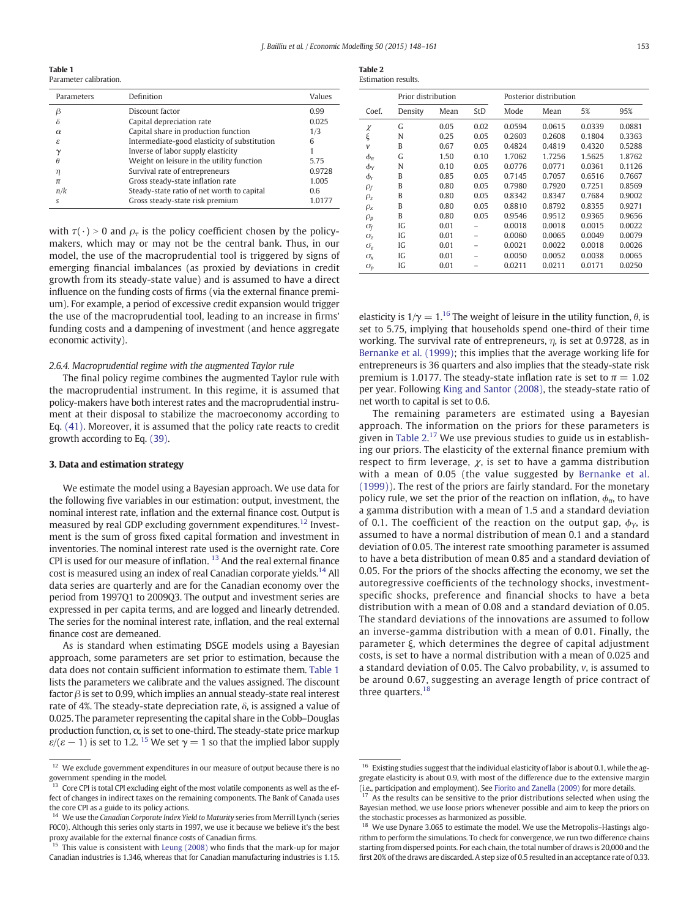**Table 1**
Parameter calibration.

| Parameters | Definition | Values |
|---|---|---|
| $\beta$ | Discount factor | 0.99 |
| $\delta$ | Capital depreciation rate | 0.025 |
| $\alpha$ | Capital share in production function | 1/3 |
| $\varepsilon$ | Intermediate-good elasticity of substitution | 6 |
| $\gamma$ | Inverse of labor supply elasticity | 1 |
| $\theta$ | Weight on leisure in the utility function | 5.75 |
| $\eta$ | Survival rate of entrepreneurs | 0.9728 |
| $\pi$ | Gross steady-state inflation rate | 1.005 |
| $n/k$ | Steady-state ratio of net worth to capital | 0.6 |
| $s$ | Gross steady-state risk premium | 1.0177 |

with $\tau(\cdot) > 0$ and $\rho_\tau$ is the policy coefficient chosen by the policy-makers, which may or may not be the central bank. Thus, in our model, the use of the macroprudential tool is triggered by signs of emerging financial imbalances (as proxied by deviations in credit growth from its steady-state value) and is assumed to have a direct influence on the funding costs of firms (via the external finance premium). For example, a period of excessive credit expansion would trigger the use of the macroprudential tool, leading to an increase in firms' funding costs and a dampening of investment (and hence aggregate economic activity).

#### 2.6.4. Macroprudential regime with the augmented Taylor rule

The final policy regime combines the augmented Taylor rule with the macroprudential instrument. In this regime, it is assumed that policy-makers have both interest rates and the macroprudential instrument at their disposal to stabilize the macroeconomy according to Eq. (41). Moreover, it is assumed that the policy rate reacts to credit growth according to Eq. (39).

## 3. Data and estimation strategy

We estimate the model using a Bayesian approach. We use data for the following five variables in our estimation: output, investment, the nominal interest rate, inflation and the external finance cost. Output is measured by real GDP excluding government expenditures.[12] Investment is the sum of gross fixed capital formation and investment in inventories. The nominal interest rate used is the overnight rate. Core CPI is used for our measure of inflation. [13] And the real external finance cost is measured using an index of real Canadian corporate yields.[14] All data series are quarterly and are for the Canadian economy over the period from 1997Q1 to 2009Q3. The output and investment series are expressed in per capita terms, and are logged and linearly detrended. The series for the nominal interest rate, inflation, and the real external finance cost are demeaned.

As is standard when estimating DSGE models using a Bayesian approach, some parameters are set prior to estimation, because the data does not contain sufficient information to estimate them. Table 1 lists the parameters we calibrate and the values assigned. The discount factor $\beta$ is set to 0.99, which implies an annual steady-state real interest rate of 4%. The steady-state depreciation rate, $\delta$, is assigned a value of 0.025. The parameter representing the capital share in the Cobb–Douglas production function, $\alpha$, is set to one-third. The steady-state price markup $\varepsilon/(\varepsilon-1)$ is set to 1.2. [15] We set $\gamma = 1$ so that the implied labor supply elasticity is $1/\gamma = 1$.[16] The weight of leisure in the utility function, $\theta$, is set to 5.75, implying that households spend one-third of their time working. The survival rate of entrepreneurs, $\eta$, is set at 0.9728, as in Bernanke et al. (1999); this implies that the average working life for entrepreneurs is 36 quarters and also implies that the steady-state risk premium is 1.0177. The steady-state inflation rate is set to $\pi = 1.02$ per year. Following King and Santor (2008), the steady-state ratio of net worth to capital is set to 0.6.

**Table 2**
Estimation results.

| | Prior distribution | | | Posterior distribution | | | |
|---|---|---|---|---|---|---|---|
| Coef. | Density | Mean | StD | Mode | Mean | 5% | 95% |
| $\chi$ | G | 0.05 | 0.02 | 0.0594 | 0.0615 | 0.0339 | 0.0881 |
| $\xi$ | N | 0.25 | 0.05 | 0.2603 | 0.2608 | 0.1804 | 0.3363 |
| $v$ | B | 0.67 | 0.05 | 0.4824 | 0.4819 | 0.4320 | 0.5288 |
| $\phi_\pi$ | G | 1.50 | 0.10 | 1.7062 | 1.7256 | 1.5625 | 1.8762 |
| $\phi_Y$ | N | 0.10 | 0.05 | 0.0776 | 0.0771 | 0.0361 | 0.1126 |
| $\phi_r$ | B | 0.85 | 0.05 | 0.7145 | 0.7057 | 0.6516 | 0.7667 |
| $\rho_f$ | B | 0.80 | 0.05 | 0.7980 | 0.7920 | 0.7251 | 0.8569 |
| $\rho_z$ | B | 0.80 | 0.05 | 0.8342 | 0.8347 | 0.7684 | 0.9002 |
| $\rho_x$ | B | 0.80 | 0.05 | 0.8810 | 0.8792 | 0.8355 | 0.9271 |
| $\rho_p$ | B | 0.80 | 0.05 | 0.9546 | 0.9512 | 0.9365 | 0.9656 |
| $\sigma_f$ | IG | 0.01 | – | 0.0018 | 0.0018 | 0.0015 | 0.0022 |
| $\sigma_z$ | IG | 0.01 | – | 0.0060 | 0.0065 | 0.0049 | 0.0079 |
| $\sigma_e$ | IG | 0.01 | – | 0.0021 | 0.0022 | 0.0018 | 0.0026 |
| $\sigma_x$ | IG | 0.01 | – | 0.0050 | 0.0052 | 0.0038 | 0.0065 |
| $\sigma_p$ | IG | 0.01 | – | 0.0211 | 0.0211 | 0.0171 | 0.0250 |

The remaining parameters are estimated using a Bayesian approach. The information on the priors for these parameters is given in Table 2.[17] We use previous studies to guide us in establishing our priors. The elasticity of the external finance premium with respect to firm leverage, $\chi$, is set to have a gamma distribution with a mean of 0.05 (the value suggested by Bernanke et al. (1999)). The rest of the priors are fairly standard. For the monetary policy rule, we set the prior of the reaction on inflation, $\phi_\pi$, to have a gamma distribution with a mean of 1.5 and a standard deviation of 0.1. The coefficient of the reaction on the output gap, $\phi_Y$, is assumed to have a normal distribution of mean 0.1 and a standard deviation of 0.05. The interest rate smoothing parameter is assumed to have a beta distribution of mean 0.85 and a standard deviation of 0.05. For the priors of the shocks affecting the economy, we set the autoregressive coefficients of the technology shocks, investment-specific shocks, preference and financial shocks to have a beta distribution with a mean of 0.08 and a standard deviation of 0.05. The standard deviations of the innovations are assumed to follow an inverse-gamma distribution with a mean of 0.01. Finally, the parameter $\xi$, which determines the degree of capital adjustment costs, is set to have a normal distribution with a mean of 0.025 and a standard deviation of 0.05. The Calvo probability, $v$, is assumed to be around 0.67, suggesting an average length of price contract of three quarters.[18]

---

[12] We exclude government expenditures in our measure of output because there is no government spending in the model.

[13] Core CPI is total CPI excluding eight of the most volatile components as well as the effect of changes in indirect taxes on the remaining components. The Bank of Canada uses the core CPI as a guide to its policy actions.

[14] We use the *Canadian Corporate Index Yield to Maturity* series from Merrill Lynch (series F0C0). Although this series only starts in 1997, we use it because we believe it's the best proxy available for the external finance costs of Canadian firms.

[15] This value is consistent with Leung (2008) who finds that the mark-up for major Canadian industries is 1.346, whereas that for Canadian manufacturing industries is 1.15.

[16] Existing studies suggest that the individual elasticity of labor is about 0.1, while the aggregate elasticity is about 0.9, with most of the difference due to the extensive margin (i.e., participation and employment). See Fiorito and Zanella (2009) for more details.

[17] As the results can be sensitive to the prior distributions selected when using the Bayesian method, we use loose priors whenever possible and aim to keep the priors on the stochastic processes as harmonized as possible.

[18] We use Dynare 3.065 to estimate the model. We use the Metropolis–Hastings algorithm to perform the simulations. To check for convergence, we run two difference chains starting from dispersed points. For each chain, the total number of draws is 20,000 and the first 20% of the draws are discarded. A step size of 0.5 resulted in an acceptance rate of 0.33.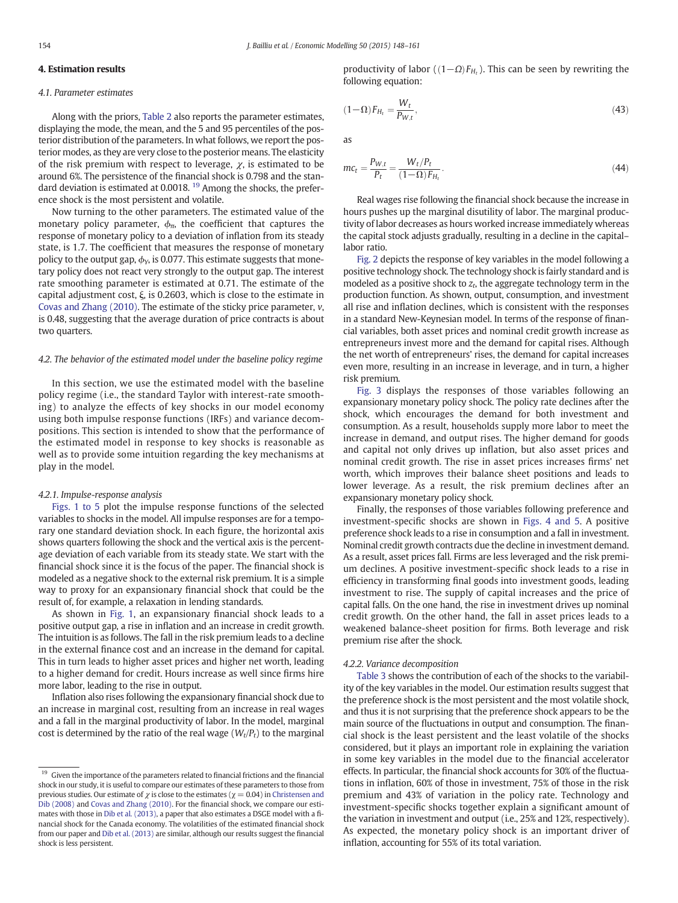## 4. Estimation results

### 4.1. Parameter estimates

Along with the priors, Table 2 also reports the parameter estimates, displaying the mode, the mean, and the 5 and 95 percentiles of the posterior distribution of the parameters. In what follows, we report the posterior modes, as they are very close to the posterior means. The elasticity of the risk premium with respect to leverage, $\chi$, is estimated to be around 6%. The persistence of the financial shock is 0.798 and the standard deviation is estimated at 0.0018. [19] Among the shocks, the preference shock is the most persistent and volatile.

Now turning to the other parameters. The estimated value of the monetary policy parameter, $\phi_\pi$, the coefficient that captures the response of monetary policy to a deviation of inflation from its steady state, is 1.7. The coefficient that measures the response of monetary policy to the output gap, $\phi_Y$, is 0.077. This estimate suggests that monetary policy does not react very strongly to the output gap. The interest rate smoothing parameter is estimated at 0.71. The estimate of the capital adjustment cost, ξ, is 0.2603, which is close to the estimate in Covas and Zhang (2010). The estimate of the sticky price parameter, $v$, is 0.48, suggesting that the average duration of price contracts is about two quarters.

### 4.2. The behavior of the estimated model under the baseline policy regime

In this section, we use the estimated model with the baseline policy regime (i.e., the standard Taylor with interest-rate smoothing) to analyze the effects of key shocks in our model economy using both impulse response functions (IRFs) and variance decompositions. This section is intended to show that the performance of the estimated model in response to key shocks is reasonable as well as to provide some intuition regarding the key mechanisms at play in the model.

#### 4.2.1. Impulse-response analysis

Figs. 1 to 5 plot the impulse response functions of the selected variables to shocks in the model. All impulse responses are for a temporary one standard deviation shock. In each figure, the horizontal axis shows quarters following the shock and the vertical axis is the percentage deviation of each variable from its steady state. We start with the financial shock since it is the focus of the paper. The financial shock is modeled as a negative shock to the external risk premium. It is a simple way to proxy for an expansionary financial shock that could be the result of, for example, a relaxation in lending standards.

As shown in Fig. 1, an expansionary financial shock leads to a positive output gap, a rise in inflation and an increase in credit growth. The intuition is as follows. The fall in the risk premium leads to a decline in the external finance cost and an increase in the demand for capital. This in turn leads to higher asset prices and higher net worth, leading to a higher demand for credit. Hours increase as well since firms hire more labor, leading to the rise in output.

Inflation also rises following the expansionary financial shock due to an increase in marginal cost, resulting from an increase in real wages and a fall in the marginal productivity of labor. In the model, marginal cost is determined by the ratio of the real wage ($W_t/P_t$) to the marginal productivity of labor ($(1-\Omega)F_{H_t}$). This can be seen by rewriting the following equation:

$$(1-\Omega)F_{H_t} = \frac{W_t}{P_{W,t}}, \tag{43}$$

as

$$mc_t = \frac{P_{W,t}}{P_t} = \frac{W_t/P_t}{(1-\Omega)F_{H_t}}. \tag{44}$$

Real wages rise following the financial shock because the increase in hours pushes up the marginal disutility of labor. The marginal productivity of labor decreases as hours worked increase immediately whereas the capital stock adjusts gradually, resulting in a decline in the capital–labor ratio.

Fig. 2 depicts the response of key variables in the model following a positive technology shock. The technology shock is fairly standard and is modeled as a positive shock to $z_t$, the aggregate technology term in the production function. As shown, output, consumption, and investment all rise and inflation declines, which is consistent with the responses in a standard New-Keynesian model. In terms of the response of financial variables, both asset prices and nominal credit growth increase as entrepreneurs invest more and the demand for capital rises. Although the net worth of entrepreneurs' rises, the demand for capital increases even more, resulting in an increase in leverage, and in turn, a higher risk premium.

Fig. 3 displays the responses of those variables following an expansionary monetary policy shock. The policy rate declines after the shock, which encourages the demand for both investment and consumption. As a result, households supply more labor to meet the increase in demand, and output rises. The higher demand for goods and capital not only drives up inflation, but also asset prices and nominal credit growth. The rise in asset prices increases firms' net worth, which improves their balance sheet positions and leads to lower leverage. As a result, the risk premium declines after an expansionary monetary policy shock.

Finally, the responses of those variables following preference and investment-specific shocks are shown in Figs. 4 and 5. A positive preference shock leads to a rise in consumption and a fall in investment. Nominal credit growth contracts due the decline in investment demand. As a result, asset prices fall. Firms are less leveraged and the risk premium declines. A positive investment-specific shock leads to a rise in efficiency in transforming final goods into investment goods, leading investment to rise. The supply of capital increases and the price of capital falls. On the one hand, the rise in investment drives up nominal credit growth. On the other hand, the fall in asset prices leads to a weakened balance-sheet position for firms. Both leverage and risk premium rise after the shock.

#### 4.2.2. Variance decomposition

Table 3 shows the contribution of each of the shocks to the variability of the key variables in the model. Our estimation results suggest that the preference shock is the most persistent and the most volatile shock, and thus it is not surprising that the preference shock appears to be the main source of the fluctuations in output and consumption. The financial shock is the least persistent and the least volatile of the shocks considered, but it plays an important role in explaining the variation in some key variables in the model due to the financial accelerator effects. In particular, the financial shock accounts for 30% of the fluctuations in inflation, 60% of those in investment, 75% of those in the risk premium and 43% of variation in the policy rate. Technology and investment-specific shocks together explain a significant amount of the variation in investment and output (i.e., 25% and 12%, respectively). As expected, the monetary policy shock is an important driver of inflation, accounting for 55% of its total variation.

---

[19] Given the importance of the parameters related to financial frictions and the financial shock in our study, it is useful to compare our estimates of these parameters to those from previous studies. Our estimate of $\chi$ is close to the estimates ($\chi = 0.04$) in Christensen and Dib (2008) and Covas and Zhang (2010). For the financial shock, we compare our estimates with those in Dib et al. (2013), a paper that also estimates a DSGE model with a financial shock for the Canada economy. The volatilities of the estimated financial shock from our paper and Dib et al. (2013) are similar, although our results suggest the financial shock is less persistent.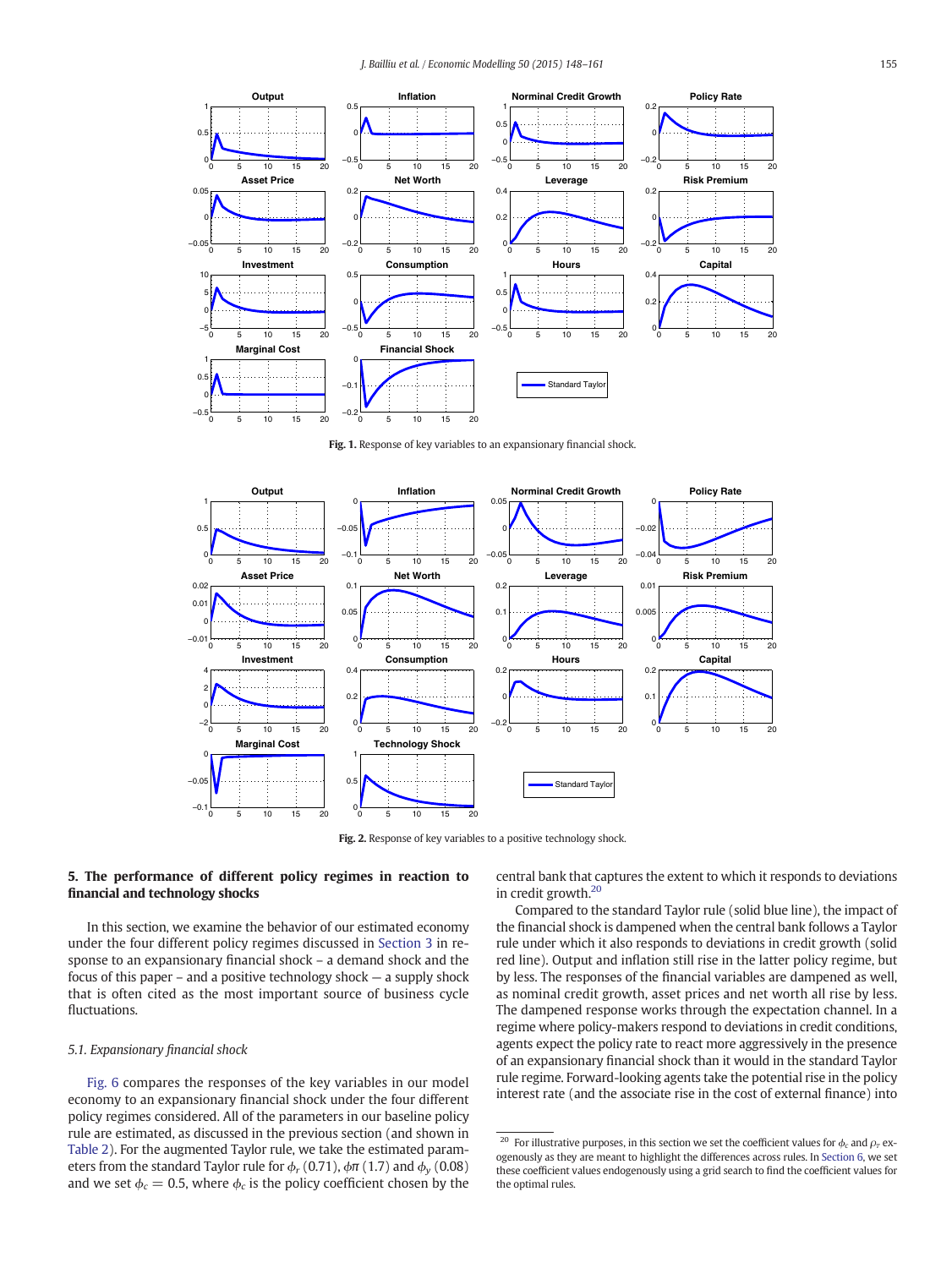Fig. 1. Response of key variables to an expansionary financial shock.

Fig. 2. Response of key variables to a positive technology shock.

## 5. The performance of different policy regimes in reaction to financial and technology shocks

In this section, we examine the behavior of our estimated economy under the four different policy regimes discussed in Section 3 in response to an expansionary financial shock – a demand shock and the focus of this paper – and a positive technology shock — a supply shock that is often cited as the most important source of business cycle fluctuations.

### 5.1. Expansionary financial shock

Fig. 6 compares the responses of the key variables in our model economy to an expansionary financial shock under the four different policy regimes considered. All of the parameters in our baseline policy rule are estimated, as discussed in the previous section (and shown in Table 2). For the augmented Taylor rule, we take the estimated parameters from the standard Taylor rule for $\phi_r$ (0.71), $\phi\pi$ (1.7) and $\phi_y$ (0.08) and we set $\phi_c = 0.5$, where $\phi_c$ is the policy coefficient chosen by the central bank that captures the extent to which it responds to deviations in credit growth.[20]

Compared to the standard Taylor rule (solid blue line), the impact of the financial shock is dampened when the central bank follows a Taylor rule under which it also responds to deviations in credit growth (solid red line). Output and inflation still rise in the latter policy regime, but by less. The responses of the financial variables are dampened as well, as nominal credit growth, asset prices and net worth all rise by less. The dampened response works through the expectation channel. In a regime where policy-makers respond to deviations in credit conditions, agents expect the policy rate to react more aggressively in the presence of an expansionary financial shock than it would in the standard Taylor rule regime. Forward-looking agents take the potential rise in the policy interest rate (and the associate rise in the cost of external finance) into

[20] For illustrative purposes, in this section we set the coefficient values for $\phi_c$ and $\rho_r$ exogenously as they are meant to highlight the differences across rules. In Section 6, we set these coefficient values endogenously using a grid search to find the coefficient values for the optimal rules.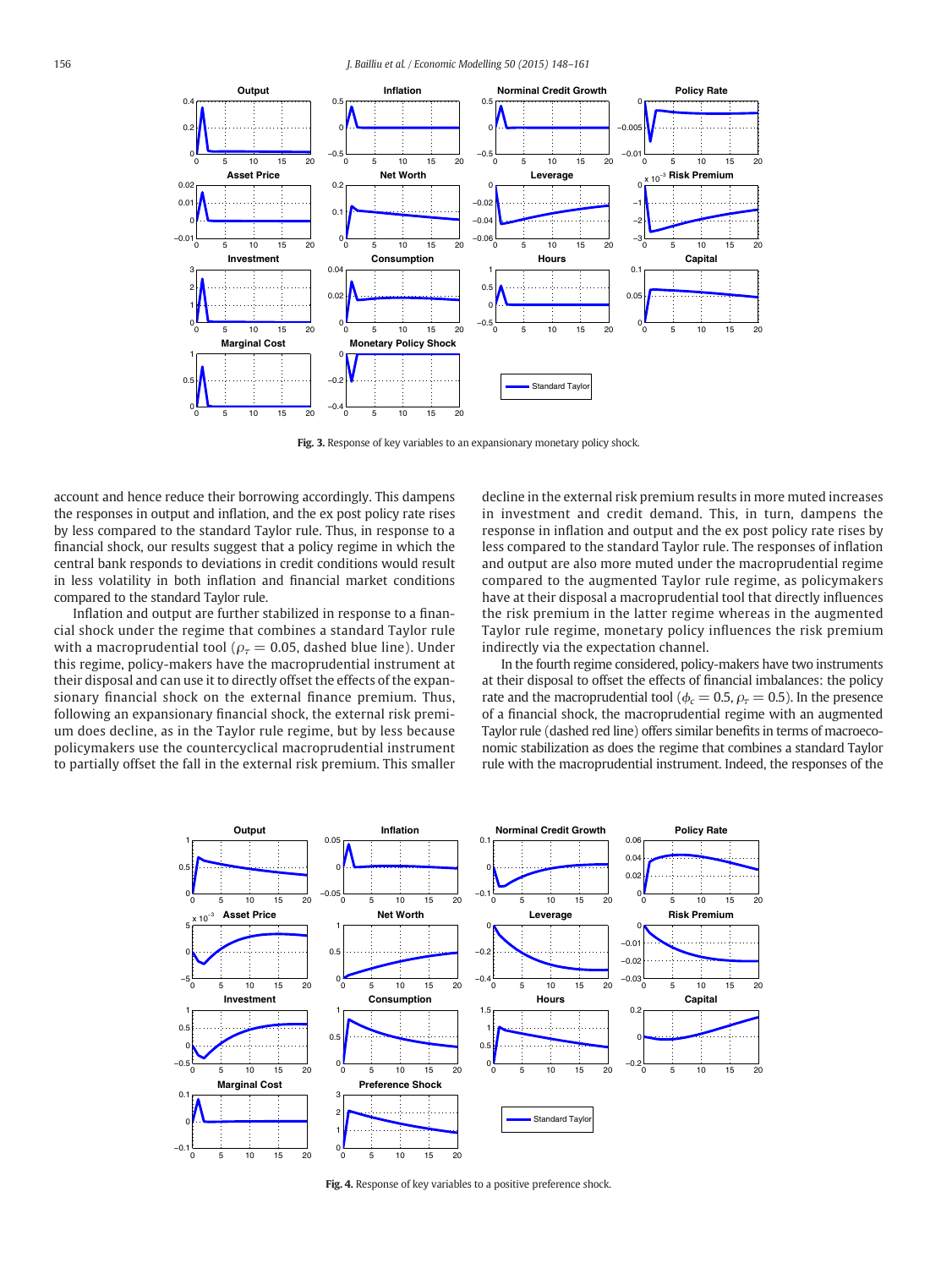Output

0.4
0.2
0
0 5 10 15 20

Inflation

0.5
0
−0.5
0 5 10 15 20

Norminal Credit Growth

0.5
0
−0.5
0 5 10 15 20

Policy Rate

0
−0.005
−0.01
0 5 10 15 20

Asset Price

0.02
0.01
0
−0.01
0 5 10 15 20

Net Worth

0.2
0.1
0
0 5 10 15 20

Leverage

0
−0.02
−0.04
−0.06
0 5 10 15 20

x 10⁻³ Risk Premium

0
−1
−2
−3
0 5 10 15 20

Investment

3
2
1
0
0 5 10 15 20

Consumption

0.04
0.02
0
0 5 10 15 20

Hours

1
0.5
0
−0.5
0 5 10 15 20

Capital

0.1
0.05
0
0 5 10 15 20

Marginal Cost

1
0.5
0
0 5 10 15 20

Monetary Policy Shock

0
−0.2
−0.4
0 5 10 15 20

Standard Taylor

**Fig. 3.** Response of key variables to an expansionary monetary policy shock.

account and hence reduce their borrowing accordingly. This dampens the responses in output and inflation, and the ex post policy rate rises by less compared to the standard Taylor rule. Thus, in response to a financial shock, our results suggest that a policy regime in which the central bank responds to deviations in credit conditions would result in less volatility in both inflation and financial market conditions compared to the standard Taylor rule.

Inflation and output are further stabilized in response to a financial shock under the regime that combines a standard Taylor rule with a macroprudential tool ($\rho_\tau = 0.05$, dashed blue line). Under this regime, policy-makers have the macroprudential instrument at their disposal and can use it to directly offset the effects of the expansionary financial shock on the external finance premium. Thus, following an expansionary financial shock, the external risk premium does decline, as in the Taylor rule regime, but by less because policymakers use the countercyclical macroprudential instrument to partially offset the fall in the external risk premium. This smaller decline in the external risk premium results in more muted increases in investment and credit demand. This, in turn, dampens the response in inflation and output and the ex post policy rate rises by less compared to the standard Taylor rule. The responses of inflation and output are also more muted under the macroprudential regime compared to the augmented Taylor rule regime, as policymakers have at their disposal a macroprudential tool that directly influences the risk premium in the latter regime whereas in the augmented Taylor rule regime, monetary policy influences the risk premium indirectly via the expectation channel.

In the fourth regime considered, policy-makers have two instruments at their disposal to offset the effects of financial imbalances: the policy rate and the macroprudential tool ($\phi_c = 0.5$, $\rho_\tau = 0.5$). In the presence of a financial shock, the macroprudential regime with an augmented Taylor rule (dashed red line) offers similar benefits in terms of macroeconomic stabilization as does the regime that combines a standard Taylor rule with the macroprudential instrument. Indeed, the responses of the

Output

1
0.5
0
0 5 10 15 20

Inflation

0.05
0
−0.05
0 5 10 15 20

Norminal Credit Growth

0.1
0
−0.1
0 5 10 15 20

Policy Rate

0.06
0.04
0.02
0
0 5 10 15 20

x 10⁻³ Asset Price

5
0
−5
0 5 10 15 20

Net Worth

1
0.5
0
0 5 10 15 20

Leverage

0
−0.2
−0.4
0 5 10 15 20

Risk Premium

0
−0.01
−0.02
−0.03
0 5 10 15 20

Investment

1
0.5
0
−0.5
0 5 10 15 20

Consumption

1
0.5
0
0 5 10 15 20

Hours

1.5
1
0.5
0
0 5 10 15 20

Capital

0.2
0
−0.2
0 5 10 15 20

Marginal Cost

0.1
0
−0.1
0 5 10 15 20

Preference Shock

3
2
1
0
0 5 10 15 20

Standard Taylor

**Fig. 4.** Response of key variables to a positive preference shock.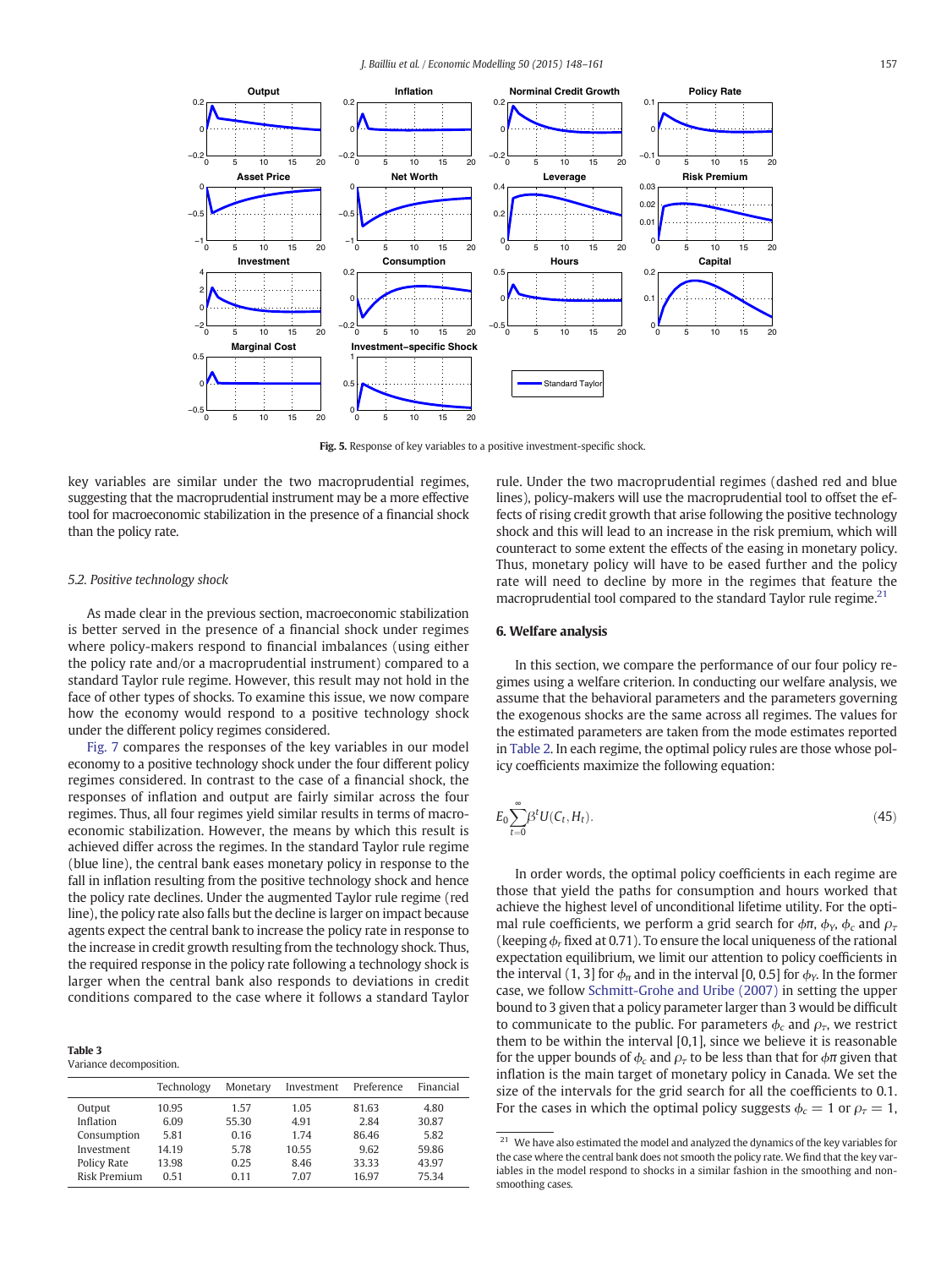Output

0.2
0
−0.2
0 5 10 15 20

Inflation

0.2
0
−0.2
0 5 10 15 20

Norminal Credit Growth

0.2
0
−0.2
0 5 10 15 20

Policy Rate

0.1
0
−0.1
0 5 10 15 20

Asset Price

0
−0.5
−1
0 5 10 15 20

Net Worth

0
−0.5
−1
0 5 10 15 20

Leverage

0.4
0.2
0
0 5 10 15 20

Risk Premium

0.03
0.02
0.01
0
0 5 10 15 20

Investment

4
2
0
−2
0 5 10 15 20

Consumption

0.2
0
−0.2
0 5 10 15 20

Hours

0.5
0
−0.5
0 5 10 15 20

Capital

0.2
0.1
0
0 5 10 15 20

Marginal Cost

0.5
0
−0.5
0 5 10 15 20

Investment−specific Shock

1
0.5
0
0 5 10 15 20

Standard Taylor

**Fig. 5.** Response of key variables to a positive investment-specific shock.

key variables are similar under the two macroprudential regimes, suggesting that the macroprudential instrument may be a more effective tool for macroeconomic stabilization in the presence of a financial shock than the policy rate.

### 5.2. Positive technology shock

As made clear in the previous section, macroeconomic stabilization is better served in the presence of a financial shock under regimes where policy-makers respond to financial imbalances (using either the policy rate and/or a macroprudential instrument) compared to a standard Taylor rule regime. However, this result may not hold in the face of other types of shocks. To examine this issue, we now compare how the economy would respond to a positive technology shock under the different policy regimes considered.

Fig. 7 compares the responses of the key variables in our model economy to a positive technology shock under the four different policy regimes considered. In contrast to the case of a financial shock, the responses of inflation and output are fairly similar across the four regimes. Thus, all four regimes yield similar results in terms of macroeconomic stabilization. However, the means by which this result is achieved differ across the regimes. In the standard Taylor rule regime (blue line), the central bank eases monetary policy in response to the fall in inflation resulting from the positive technology shock and hence the policy rate declines. Under the augmented Taylor rule regime (red line), the policy rate also falls but the decline is larger on impact because agents expect the central bank to increase the policy rate in response to the increase in credit growth resulting from the technology shock. Thus, the required response in the policy rate following a technology shock is larger when the central bank also responds to deviations in credit conditions compared to the case where it follows a standard Taylor rule. Under the two macroprudential regimes (dashed red and blue lines), policy-makers will use the macroprudential tool to offset the effects of rising credit growth that arise following the positive technology shock and this will lead to an increase in the risk premium, which will counteract to some extent the effects of the easing in monetary policy. Thus, monetary policy will have to be eased further and the policy rate will need to decline by more in the regimes that feature the macroprudential tool compared to the standard Taylor rule regime.[21]

**Table 3**
Variance decomposition.

| | Technology | Monetary | Investment | Preference | Financial |
|---|---|---|---|---|---|
| Output | 10.95 | 1.57 | 1.05 | 81.63 | 4.80 |
| Inflation | 6.09 | 55.30 | 4.91 | 2.84 | 30.87 |
| Consumption | 5.81 | 0.16 | 1.74 | 86.46 | 5.82 |
| Investment | 14.19 | 5.78 | 10.55 | 9.62 | 59.86 |
| Policy Rate | 13.98 | 0.25 | 8.46 | 33.33 | 43.97 |
| Risk Premium | 0.51 | 0.11 | 7.07 | 16.97 | 75.34 |

## 6. Welfare analysis

In this section, we compare the performance of our four policy regimes using a welfare criterion. In conducting our welfare analysis, we assume that the behavioral parameters and the parameters governing the exogenous shocks are the same across all regimes. The values for the estimated parameters are taken from the mode estimates reported in Table 2. In each regime, the optimal policy rules are those whose policy coefficients maximize the following equation:

$$E_0 \sum_{t=0}^{\infty} \beta^t U(C_t, H_t). \tag{45}$$

In order words, the optimal policy coefficients in each regime are those that yield the paths for consumption and hours worked that achieve the highest level of unconditional lifetime utility. For the optimal rule coefficients, we perform a grid search for $\phi\pi$, $\phi_Y$, $\phi_c$ and $\rho_\tau$ (keeping $\phi_r$ fixed at 0.71). To ensure the local uniqueness of the rational expectation equilibrium, we limit our attention to policy coefficients in the interval (1, 3] for $\phi_\pi$ and in the interval [0, 0.5] for $\phi_Y$. In the former case, we follow Schmitt-Grohe and Uribe (2007) in setting the upper bound to 3 given that a policy parameter larger than 3 would be difficult to communicate to the public. For parameters $\phi_c$ and $\rho_\tau$, we restrict them to be within the interval [0,1], since we believe it is reasonable for the upper bounds of $\phi_c$ and $\rho_\tau$ to be less than that for $\phi\pi$ given that inflation is the main target of monetary policy in Canada. We set the size of the intervals for the grid search for all the coefficients to 0.1. For the cases in which the optimal policy suggests $\phi_c = 1$ or $\rho_\tau = 1$,

[21] We have also estimated the model and analyzed the dynamics of the key variables for the case where the central bank does not smooth the policy rate. We find that the key variables in the model respond to shocks in a similar fashion in the smoothing and non-smoothing cases.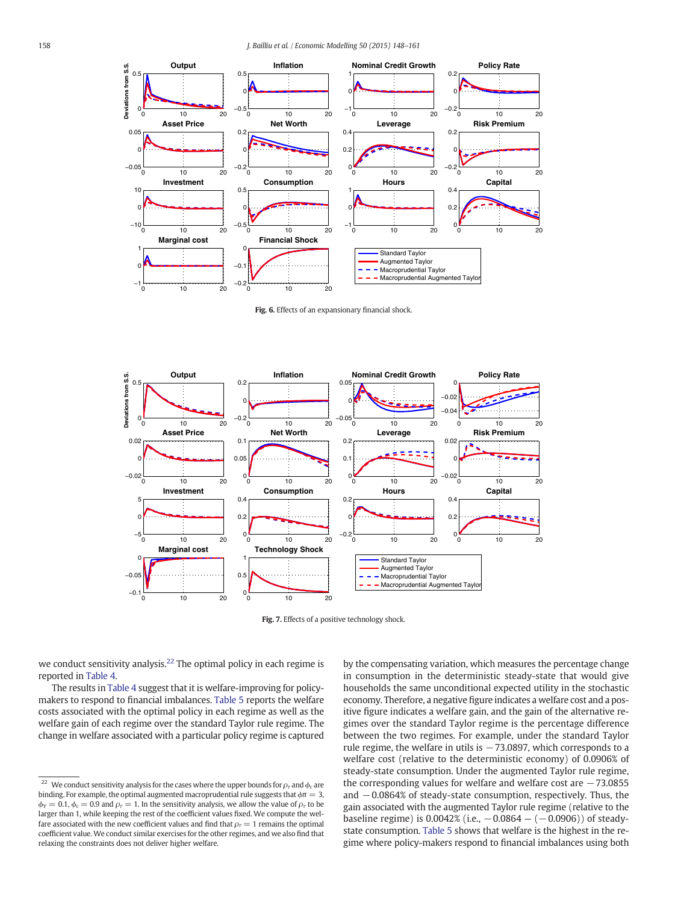Fig. 6. Effects of an expansionary financial shock.

Fig. 7. Effects of a positive technology shock.

we conduct sensitivity analysis.[22] The optimal policy in each regime is reported in Table 4.

The results in Table 4 suggest that it is welfare-improving for policy-makers to respond to financial imbalances. Table 5 reports the welfare costs associated with the optimal policy in each regime as well as the welfare gain of each regime over the standard Taylor rule regime. The change in welfare associated with a particular policy regime is captured by the compensating variation, which measures the percentage change in consumption in the deterministic steady-state that would give households the same unconditional expected utility in the stochastic economy. Therefore, a negative figure indicates a welfare cost and a positive figure indicates a welfare gain, and the gain of the alternative regimes over the standard Taylor regime is the percentage difference between the two regimes. For example, under the standard Taylor rule regime, the welfare in utils is −73.0897, which corresponds to a welfare cost (relative to the deterministic economy) of 0.0906% of steady-state consumption. Under the augmented Taylor rule regime, the corresponding values for welfare and welfare cost are −73.0855 and −0.0864% of steady-state consumption, respectively. Thus, the gain associated with the augmented Taylor rule regime (relative to the baseline regime) is 0.0042% (i.e., −0.0864 − (−0.0906)) of steady-state consumption. Table 5 shows that welfare is the highest in the regime where policy-makers respond to financial imbalances using both

[22] We conduct sensitivity analysis for the cases where the upper bounds for $\rho_r$ and $\phi_c$ are binding. For example, the optimal augmented macroprudential rule suggests that $\phi\pi = 3$, $\phi_Y = 0.1$, $\phi_c = 0.9$ and $\rho_r = 1$. In the sensitivity analysis, we allow the value of $\rho_r$ to be larger than 1, while keeping the rest of the coefficient values fixed. We compute the welfare associated with the new coefficient values and find that $\rho_r = 1$ remains the optimal coefficient value. We conduct similar exercises for the other regimes, and we also find that relaxing the constraints does not deliver higher welfare.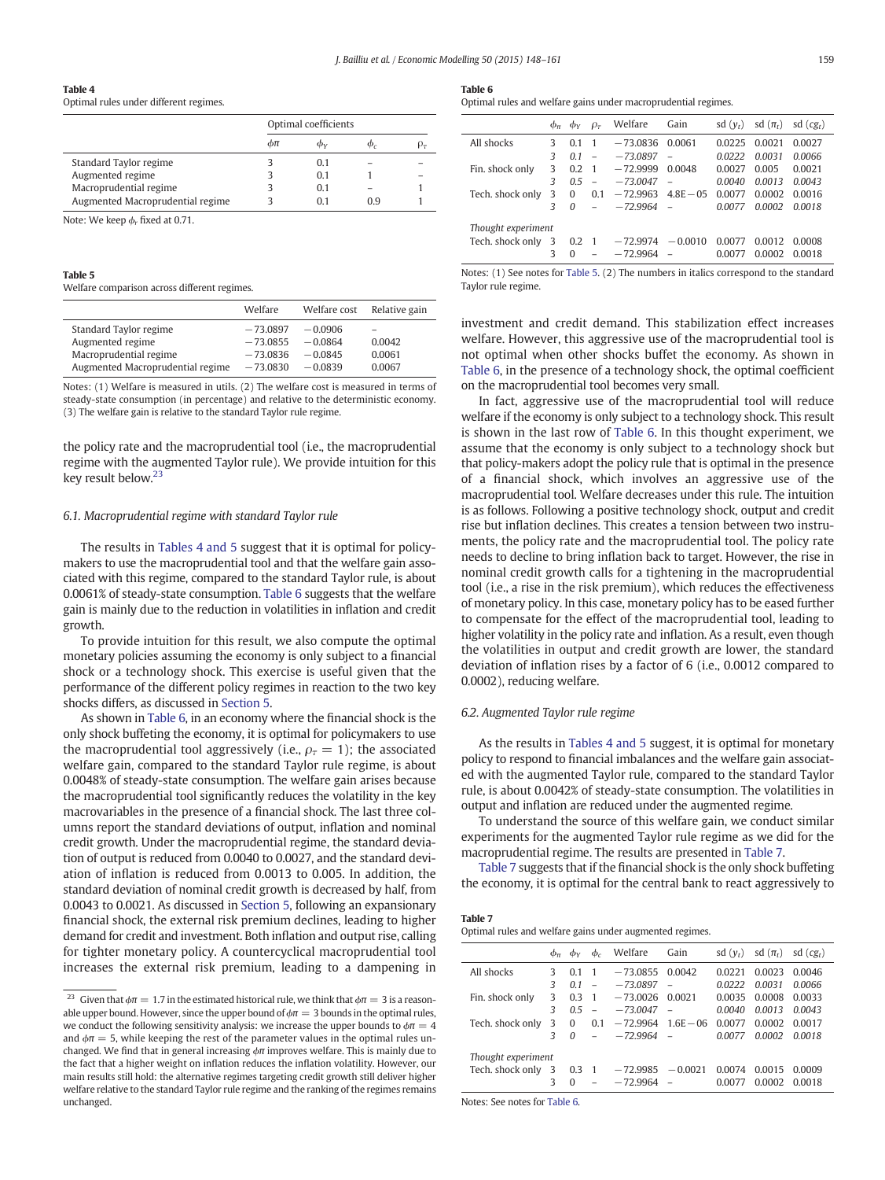**Table 4**
Optimal rules under different regimes.

| | Optimal coefficients | | | |
|---|---|---|---|---|
| | $\phi\pi$ | $\phi_Y$ | $\phi_c$ | $\rho_\tau$ |
| Standard Taylor regime | 3 | 0.1 | – | – |
| Augmented regime | 3 | 0.1 | 1 | – |
| Macroprudential regime | 3 | 0.1 | – | 1 |
| Augmented Macroprudential regime | 3 | 0.1 | 0.9 | 1 |

Note: We keep $\phi_r$ fixed at 0.71.

**Table 5**
Welfare comparison across different regimes.

| | Welfare | Welfare cost | Relative gain |
|---|---|---|---|
| Standard Taylor regime | −73.0897 | −0.0906 | – |
| Augmented regime | −73.0855 | −0.0864 | 0.0042 |
| Macroprudential regime | −73.0836 | −0.0845 | 0.0061 |
| Augmented Macroprudential regime | −73.0830 | −0.0839 | 0.0067 |

Notes: (1) Welfare is measured in utils. (2) The welfare cost is measured in terms of steady-state consumption (in percentage) and relative to the deterministic economy. (3) The welfare gain is relative to the standard Taylor rule regime.

the policy rate and the macroprudential tool (i.e., the macroprudential regime with the augmented Taylor rule). We provide intuition for this key result below.[23]

### 6.1. Macroprudential regime with standard Taylor rule

The results in Tables 4 and 5 suggest that it is optimal for policymakers to use the macroprudential tool and that the welfare gain associated with this regime, compared to the standard Taylor rule, is about 0.0061% of steady-state consumption. Table 6 suggests that the welfare gain is mainly due to the reduction in volatilities in inflation and credit growth.

To provide intuition for this result, we also compute the optimal monetary policies assuming the economy is only subject to a financial shock or a technology shock. This exercise is useful given that the performance of the different policy regimes in reaction to the two key shocks differs, as discussed in Section 5.

As shown in Table 6, in an economy where the financial shock is the only shock buffeting the economy, it is optimal for policymakers to use the macroprudential tool aggressively (i.e., $\rho_\tau = 1$); the associated welfare gain, compared to the standard Taylor rule regime, is about 0.0048% of steady-state consumption. The welfare gain arises because the macroprudential tool significantly reduces the volatility in the key macrovariables in the presence of a financial shock. The last three columns report the standard deviations of output, inflation and nominal credit growth. Under the macroprudential regime, the standard deviation of output is reduced from 0.0040 to 0.0027, and the standard deviation of inflation is reduced from 0.0013 to 0.005. In addition, the standard deviation of nominal credit growth is decreased by half, from 0.0043 to 0.0021. As discussed in Section 5, following an expansionary financial shock, the external risk premium declines, leading to higher demand for credit and investment. Both inflation and output rise, calling for tighter monetary policy. A countercyclical macroprudential tool increases the external risk premium, leading to a dampening in investment and credit demand. This stabilization effect increases welfare. However, this aggressive use of the macroprudential tool is not optimal when other shocks buffet the economy. As shown in Table 6, in the presence of a technology shock, the optimal coefficient on the macroprudential tool becomes very small.

In fact, aggressive use of the macroprudential tool will reduce welfare if the economy is only subject to a technology shock. This result is shown in the last row of Table 6. In this thought experiment, we assume that the economy is only subject to a technology shock but that policy-makers adopt the policy rule that is optimal in the presence of a financial shock, which involves an aggressive use of the macroprudential tool. Welfare decreases under this rule. The intuition is as follows. Following a positive technology shock, output and credit rise but inflation declines. This creates a tension between two instruments, the policy rate and the macroprudential tool. The policy rate needs to decline to bring inflation back to target. However, the rise in nominal credit growth calls for a tightening in the macroprudential tool (i.e., a rise in the risk premium), which reduces the effectiveness of monetary policy. In this case, monetary policy has to be eased further to compensate for the effect of the macroprudential tool, leading to higher volatility in the policy rate and inflation. As a result, even though the volatilities in output and credit growth are lower, the standard deviation of inflation rises by a factor of 6 (i.e., 0.0012 compared to 0.0002), reducing welfare.

### 6.2. Augmented Taylor rule regime

As the results in Tables 4 and 5 suggest, it is optimal for monetary policy to respond to financial imbalances and the welfare gain associated with the augmented Taylor rule, compared to the standard Taylor rule, is about 0.0042% of steady-state consumption. The volatilities in output and inflation are reduced under the augmented regime.

To understand the source of this welfare gain, we conduct similar experiments for the augmented Taylor rule regime as we did for the macroprudential regime. The results are presented in Table 7.

Table 7 suggests that if the financial shock is the only shock buffeting the economy, it is optimal for the central bank to react aggressively to

**Table 6**
Optimal rules and welfare gains under macroprudential regimes.

| | $\phi_\pi$ | $\phi_Y$ | $\rho_\tau$ | Welfare | Gain | sd ($y_t$) | sd ($\pi_t$) | sd ($cg_t$) |
|---|---|---|---|---|---|---|---|---|
| All shocks | 3 | 0.1 | 1 | −73.0836 | 0.0061 | 0.0225 | 0.0021 | 0.0027 |
| | *3* | *0.1* | – | *−73.0897* | – | *0.0222* | *0.0031* | *0.0066* |
| Fin. shock only | 3 | 0.2 | 1 | −72.9999 | 0.0048 | 0.0027 | 0.005 | 0.0021 |
| | *3* | *0.5* | – | *−73.0047* | – | *0.0040* | *0.0013* | *0.0043* |
| Tech. shock only | 3 | 0 | 0.1 | −72.9963 | 4.8E−05 | 0.0077 | 0.0002 | 0.0016 |
| | *3* | *0* | – | *−72.9964* | – | *0.0077* | *0.0002* | *0.0018* |
| *Thought experiment* | | | | | | | | |
| Tech. shock only | 3 | 0.2 | 1 | −72.9974 | −0.0010 | 0.0077 | 0.0012 | 0.0008 |
| | 3 | 0 | – | −72.9964 | – | 0.0077 | 0.0002 | 0.0018 |

Notes: (1) See notes for Table 5. (2) The numbers in italics correspond to the standard Taylor rule regime.

**Table 7**
Optimal rules and welfare gains under augmented regimes.

| | $\phi_\pi$ | $\phi_Y$ | $\phi_c$ | Welfare | Gain | sd ($y_t$) | sd ($\pi_t$) | sd ($cg_t$) |
|---|---|---|---|---|---|---|---|---|
| All shocks | 3 | 0.1 | 1 | −73.0855 | 0.0042 | 0.0221 | 0.0023 | 0.0046 |
| | *3* | *0.1* | – | *−73.0897* | – | *0.0222* | *0.0031* | *0.0066* |
| Fin. shock only | 3 | 0.3 | 1 | −73.0026 | 0.0021 | 0.0035 | 0.0008 | 0.0033 |
| | *3* | *0.5* | – | *−73.0047* | – | *0.0040* | *0.0013* | *0.0043* |
| Tech. shock only | 3 | 0 | 0.1 | −72.9964 | 1.6E−06 | 0.0077 | 0.0002 | 0.0017 |
| | *3* | *0* | – | *−72.9964* | – | *0.0077* | *0.0002* | *0.0018* |
| *Thought experiment* | | | | | | | | |
| Tech. shock only | 3 | 0.3 | 1 | −72.9985 | −0.0021 | 0.0074 | 0.0015 | 0.0009 |
| | 3 | 0 | – | −72.9964 | – | 0.0077 | 0.0002 | 0.0018 |

Notes: See notes for Table 6.

[23] Given that $\phi\pi = 1.7$ in the estimated historical rule, we think that $\phi\pi = 3$ is a reasonable upper bound. However, since the upper bound of $\phi\pi = 3$ bounds in the optimal rules, we conduct the following sensitivity analysis: we increase the upper bounds to $\phi\pi = 4$ and $\phi\pi = 5$, while keeping the rest of the parameter values in the optimal rules unchanged. We find that in general increasing $\phi\pi$ improves welfare. This is mainly due to the fact that a higher weight on inflation reduces the inflation volatility. However, our main results still hold: the alternative regimes targeting credit growth still deliver higher welfare relative to the standard Taylor rule regime and the ranking of the regimes remains unchanged.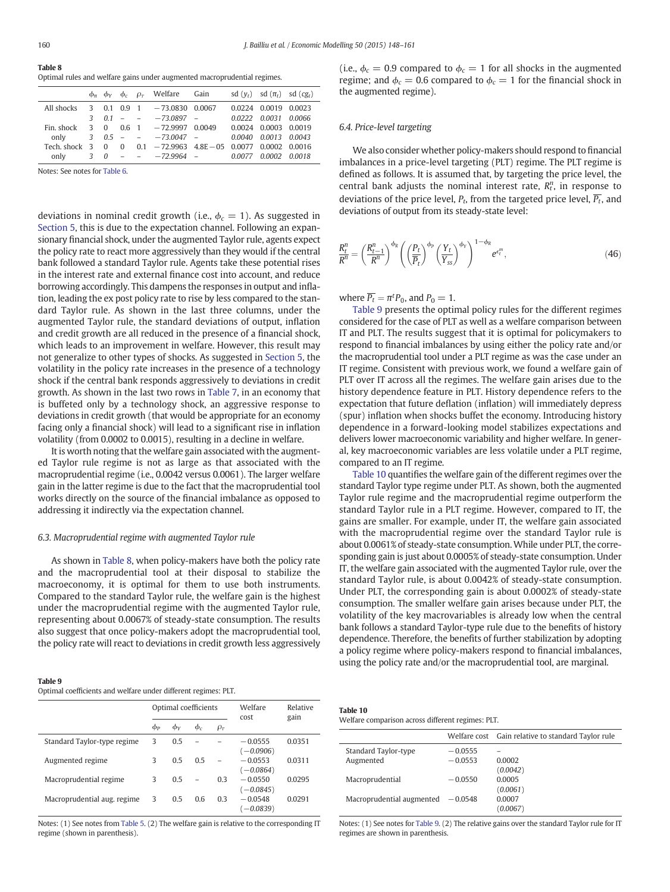**Table 8**
Optimal rules and welfare gains under augmented macroprudential regimes.

| | $\phi_\pi$ | $\phi_Y$ | $\phi_c$ | $\rho_\tau$ | Welfare | Gain | sd $(y_t)$ | sd $(\pi_t)$ | sd $(cg_t)$ |
|---|---|---|---|---|---|---|---|---|---|
| All shocks | 3 | 0.1 | 0.9 | 1 | −73.0830 | 0.0067 | 0.0224 | 0.0019 | 0.0023 |
| | *3* | *0.1* | – | – | *−73.0897* | – | *0.0222* | *0.0031* | *0.0066* |
| Fin. shock | 3 | 0 | 0.6 | 1 | −72.9997 | 0.0049 | 0.0024 | 0.0003 | 0.0019 |
| only | *3* | *0.5* | – | – | *−73.0047* | – | *0.0040* | *0.0013* | *0.0043* |
| Tech. shock | 3 | 0 | 0 | 0.1 | −72.9963 | 4.8E−05 | 0.0077 | 0.0002 | 0.0016 |
| only | *3* | *0* | – | – | *−72.9964* | – | *0.0077* | *0.0002* | *0.0018* |

Notes: See notes for Table 6.

deviations in nominal credit growth (i.e., $\phi_c = 1$). As suggested in Section 5, this is due to the expectation channel. Following an expansionary financial shock, under the augmented Taylor rule, agents expect the policy rate to react more aggressively than they would if the central bank followed a standard Taylor rule. Agents take these potential rises in the interest rate and external finance cost into account, and reduce borrowing accordingly. This dampens the responses in output and inflation, leading the ex post policy rate to rise by less compared to the standard Taylor rule. As shown in the last three columns, under the augmented Taylor rule, the standard deviations of output, inflation and credit growth are all reduced in the presence of a financial shock, which leads to an improvement in welfare. However, this result may not generalize to other types of shocks. As suggested in Section 5, the volatility in the policy rate increases in the presence of a technology shock if the central bank responds aggressively to deviations in credit growth. As shown in the last two rows in Table 7, in an economy that is buffeted only by a technology shock, an aggressive response to deviations in credit growth (that would be appropriate for an economy facing only a financial shock) will lead to a significant rise in inflation volatility (from 0.0002 to 0.0015), resulting in a decline in welfare.

It is worth noting that the welfare gain associated with the augmented Taylor rule regime is not as large as that associated with the macroprudential regime (i.e., 0.0042 versus 0.0061). The larger welfare gain in the latter regime is due to the fact that the macroprudential tool works directly on the source of the financial imbalance as opposed to addressing it indirectly via the expectation channel.

### 6.3. Macroprudential regime with augmented Taylor rule

As shown in Table 8, when policy-makers have both the policy rate and the macroprudential tool at their disposal to stabilize the macroeconomy, it is optimal for them to use both instruments. Compared to the standard Taylor rule, the welfare gain is the highest under the macroprudential regime with the augmented Taylor rule, representing about 0.0067% of steady-state consumption. The results also suggest that once policy-makers adopt the macroprudential tool, the policy rate will react to deviations in credit growth less aggressively (i.e., $\phi_c = 0.9$ compared to $\phi_c = 1$ for all shocks in the augmented regime; and $\phi_c = 0.6$ compared to $\phi_c = 1$ for the financial shock in the augmented regime).

### 6.4. Price-level targeting

We also consider whether policy-makers should respond to financial imbalances in a price-level targeting (PLT) regime. The PLT regime is defined as follows. It is assumed that, by targeting the price level, the central bank adjusts the nominal interest rate, $R_t^n$, in response to deviations of the price level, $P_t$, from the targeted price level, $\overline{P_t}$, and deviations of output from its steady-state level:

$$\frac{R_t^n}{R^n} = \left(\frac{R_{t-1}^n}{R^n}\right)^{\phi_R} \left(\left(\frac{P_t}{\overline{P}_t}\right)^{\phi_P} \left(\frac{Y_t}{Y_{ss}}\right)^{\phi_Y}\right)^{1-\phi_R} e^{\epsilon_t^m}, \tag{46}$$

where $\overline{P_t} = \pi^t P_0$, and $P_0 = 1$.

Table 9 presents the optimal policy rules for the different regimes considered for the case of PLT as well as a welfare comparison between IT and PLT. The results suggest that it is optimal for policymakers to respond to financial imbalances by using either the policy rate and/or the macroprudential tool under a PLT regime as was the case under an IT regime. Consistent with previous work, we found a welfare gain of PLT over IT across all the regimes. The welfare gain arises due to the history dependence feature in PLT. History dependence refers to the expectation that future deflation (inflation) will immediately depress (spur) inflation when shocks buffet the economy. Introducing history dependence in a forward-looking model stabilizes expectations and delivers lower macroeconomic variability and higher welfare. In general, key macroeconomic variables are less volatile under a PLT regime, compared to an IT regime.

Table 10 quantifies the welfare gain of the different regimes over the standard Taylor type regime under PLT. As shown, both the augmented Taylor rule regime and the macroprudential regime outperform the standard Taylor rule in a PLT regime. However, compared to IT, the gains are smaller. For example, under IT, the welfare gain associated with the macroprudential regime over the standard Taylor rule is about 0.0061% of steady-state consumption. While under PLT, the corresponding gain is just about 0.0005% of steady-state consumption. Under IT, the welfare gain associated with the augmented Taylor rule, over the standard Taylor rule, is about 0.0042% of steady-state consumption. Under PLT, the corresponding gain is about 0.0002% of steady-state consumption. The smaller welfare gain arises because under PLT, the volatility of the key macrovariables is already low when the central bank follows a standard Taylor-type rule due to the benefits of history dependence. Therefore, the benefits of further stabilization by adopting a policy regime where policy-makers respond to financial imbalances, using the policy rate and/or the macroprudential tool, are marginal.

**Table 9**
Optimal coefficients and welfare under different regimes: PLT.

| | Optimal coefficients | | | | Welfare cost | Relative gain |
|---|---|---|---|---|---|---|
| | $\phi_P$ | $\phi_Y$ | $\phi_c$ | $\rho_\tau$ | | |
| Standard Taylor-type regime | 3 | 0.5 | – | – | −0.0555 (*−0.0906*) | 0.0351 |
| Augmented regime | 3 | 0.5 | 0.5 | – | −0.0553 (*−0.0864*) | 0.0311 |
| Macroprudential regime | 3 | 0.5 | – | 0.3 | −0.0550 (*−0.0845*) | 0.0295 |
| Macroprudential aug. regime | 3 | 0.5 | 0.6 | 0.3 | −0.0548 (*−0.0839*) | 0.0291 |

Notes: (1) See notes from Table 5. (2) The welfare gain is relative to the corresponding IT regime (shown in parenthesis).

**Table 10**
Welfare comparison across different regimes: PLT.

| | Welfare cost | Gain relative to standard Taylor rule |
|---|---|---|
| Standard Taylor-type | −0.0555 | – |
| Augmented | −0.0553 | 0.0002 (*0.0042*) |
| Macroprudential | −0.0550 | 0.0005 (*0.0061*) |
| Macroprudential augmented | −0.0548 | 0.0007 (*0.0067*) |

Notes: (1) See notes for Table 9. (2) The relative gains over the standard Taylor rule for IT regimes are shown in parenthesis.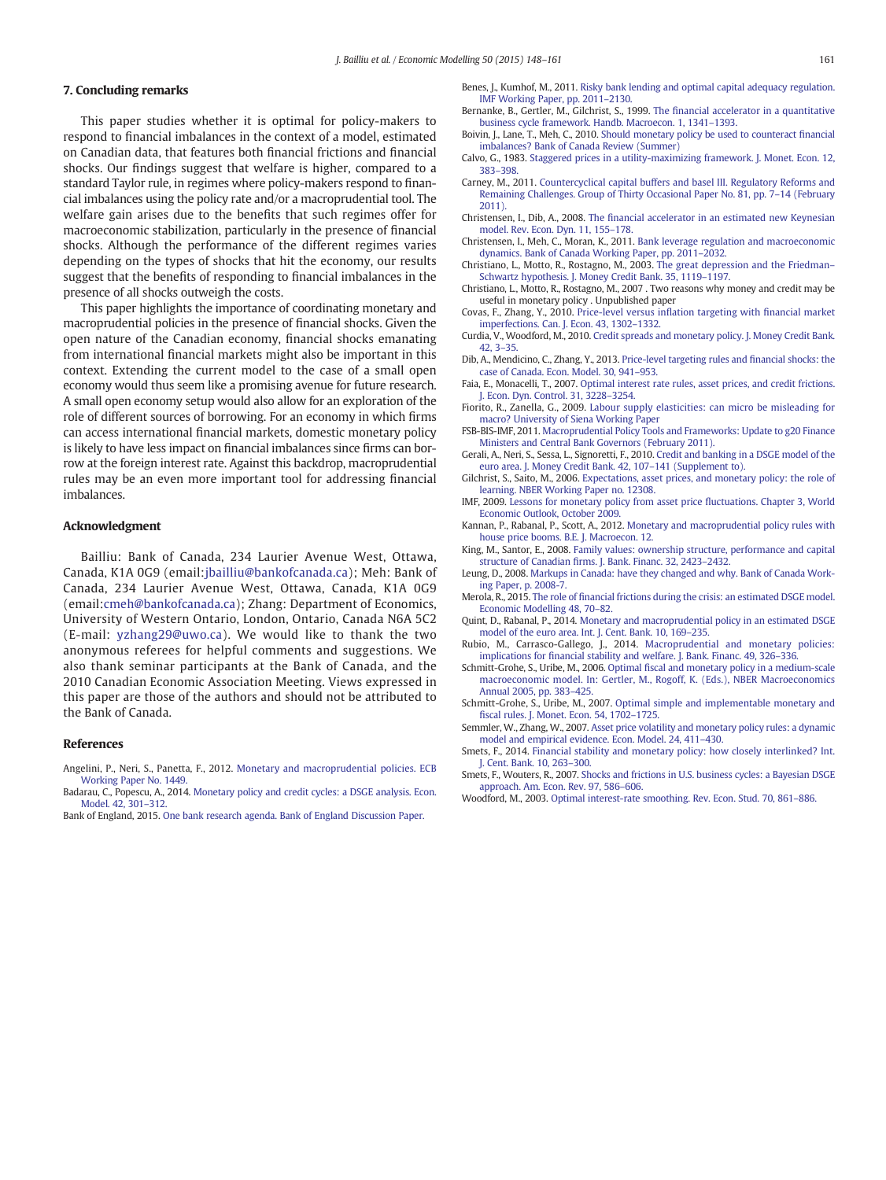## 7. Concluding remarks

This paper studies whether it is optimal for policy-makers to respond to financial imbalances in the context of a model, estimated on Canadian data, that features both financial frictions and financial shocks. Our findings suggest that welfare is higher, compared to a standard Taylor rule, in regimes where policy-makers respond to financial imbalances using the policy rate and/or a macroprudential tool. The welfare gain arises due to the benefits that such regimes offer for macroeconomic stabilization, particularly in the presence of financial shocks. Although the performance of the different regimes varies depending on the types of shocks that hit the economy, our results suggest that the benefits of responding to financial imbalances in the presence of all shocks outweigh the costs.

This paper highlights the importance of coordinating monetary and macroprudential policies in the presence of financial shocks. Given the open nature of the Canadian economy, financial shocks emanating from international financial markets might also be important in this context. Extending the current model to the case of a small open economy would thus seem like a promising avenue for future research. A small open economy setup would also allow for an exploration of the role of different sources of borrowing. For an economy in which firms can access international financial markets, domestic monetary policy is likely to have less impact on financial imbalances since firms can borrow at the foreign interest rate. Against this backdrop, macroprudential rules may be an even more important tool for addressing financial imbalances.

## Acknowledgment

Bailliu: Bank of Canada, 234 Laurier Avenue West, Ottawa, Canada, K1A 0G9 (email:jbailliu@bankofcanada.ca); Meh: Bank of Canada, 234 Laurier Avenue West, Ottawa, Canada, K1A 0G9 (email:cmeh@bankofcanada.ca); Zhang: Department of Economics, University of Western Ontario, London, Ontario, Canada N6A 5C2 (E-mail: yzhang29@uwo.ca). We would like to thank the two anonymous referees for helpful comments and suggestions. We also thank seminar participants at the Bank of Canada, and the 2010 Canadian Economic Association Meeting. Views expressed in this paper are those of the authors and should not be attributed to the Bank of Canada.

## References

Angelini, P., Neri, S., Panetta, F., 2012. Monetary and macroprudential policies. ECB Working Paper No. 1449.

Badarau, C., Popescu, A., 2014. Monetary policy and credit cycles: a DSGE analysis. Econ. Model. 42, 301–312.

Bank of England, 2015. One bank research agenda. Bank of England Discussion Paper.

Benes, J., Kumhof, M., 2011. Risky bank lending and optimal capital adequacy regulation. IMF Working Paper, pp. 2011–2130.

Bernanke, B., Gertler, M., Gilchrist, S., 1999. The financial accelerator in a quantitative business cycle framework. Handb. Macroecon. 1, 1341–1393.

Boivin, J., Lane, T., Meh, C., 2010. Should monetary policy be used to counteract financial imbalances? Bank of Canada Review (Summer)

Calvo, G., 1983. Staggered prices in a utility-maximizing framework. J. Monet. Econ. 12, 383–398.

Carney, M., 2011. Countercyclical capital buffers and basel III. Regulatory Reforms and Remaining Challenges. Group of Thirty Occasional Paper No. 81, pp. 7–14 (February 2011).

Christensen, I., Dib, A., 2008. The financial accelerator in an estimated new Keynesian model. Rev. Econ. Dyn. 11, 155–178.

Christensen, I., Meh, C., Moran, K., 2011. Bank leverage regulation and macroeconomic dynamics. Bank of Canada Working Paper, pp. 2011–2032.

Christiano, L., Motto, R., Rostagno, M., 2003. The great depression and the Friedman–Schwartz hypothesis. J. Money Credit Bank. 35, 1119–1197.

Christiano, L., Motto, R., Rostagno, M., 2007 . Two reasons why money and credit may be useful in monetary policy . Unpublished paper

Covas, F., Zhang, Y., 2010. Price-level versus inflation targeting with financial market imperfections. Can. J. Econ. 43, 1302–1332.

Curdia, V., Woodford, M., 2010. Credit spreads and monetary policy. J. Money Credit Bank. 42, 3–35.

Dib, A., Mendicino, C., Zhang, Y., 2013. Price-level targeting rules and financial shocks: the case of Canada. Econ. Model. 30, 941–953.

Faia, E., Monacelli, T., 2007. Optimal interest rate rules, asset prices, and credit frictions. J. Econ. Dyn. Control. 31, 3228–3254.

Fiorito, R., Zanella, G., 2009. Labour supply elasticities: can micro be misleading for macro? University of Siena Working Paper

FSB-BIS-IMF, 2011. Macroprudential Policy Tools and Frameworks: Update to g20 Finance Ministers and Central Bank Governors (February 2011).

Gerali, A., Neri, S., Sessa, L., Signoretti, F., 2010. Credit and banking in a DSGE model of the euro area. J. Money Credit Bank. 42, 107–141 (Supplement to).

Gilchrist, S., Saito, M., 2006. Expectations, asset prices, and monetary policy: the role of learning. NBER Working Paper no. 12308.

IMF, 2009. Lessons for monetary policy from asset price fluctuations. Chapter 3, World Economic Outlook, October 2009.

Kannan, P., Rabanal, P., Scott, A., 2012. Monetary and macroprudential policy rules with house price booms. B.E. J. Macroecon. 12.

King, M., Santor, E., 2008. Family values: ownership structure, performance and capital structure of Canadian firms. J. Bank. Financ. 32, 2423–2432.

Leung, D., 2008. Markups in Canada: have they changed and why. Bank of Canada Working Paper, p. 2008-7.

Merola, R., 2015. The role of financial frictions during the crisis: an estimated DSGE model. Economic Modelling 48, 70–82.

Quint, D., Rabanal, P., 2014. Monetary and macroprudential policy in an estimated DSGE model of the euro area. Int. J. Cent. Bank. 10, 169–235.

Rubio, M., Carrasco-Gallego, J., 2014. Macroprudential and monetary policies: implications for financial stability and welfare. J. Bank. Financ. 49, 326–336.

Schmitt-Grohe, S., Uribe, M., 2006. Optimal fiscal and monetary policy in a medium-scale macroeconomic model. In: Gertler, M., Rogoff, K. (Eds.), NBER Macroeconomics Annual 2005, pp. 383–425.

Schmitt-Grohe, S., Uribe, M., 2007. Optimal simple and implementable monetary and fiscal rules. J. Monet. Econ. 54, 1702–1725.

Semmler, W., Zhang, W., 2007. Asset price volatility and monetary policy rules: a dynamic model and empirical evidence. Econ. Model. 24, 411–430.

Smets, F., 2014. Financial stability and monetary policy: how closely interlinked? Int. J. Cent. Bank. 10, 263–300.

Smets, F., Wouters, R., 2007. Shocks and frictions in U.S. business cycles: a Bayesian DSGE approach. Am. Econ. Rev. 97, 586–606.

Woodford, M., 2003. Optimal interest-rate smoothing. Rev. Econ. Stud. 70, 861–886.